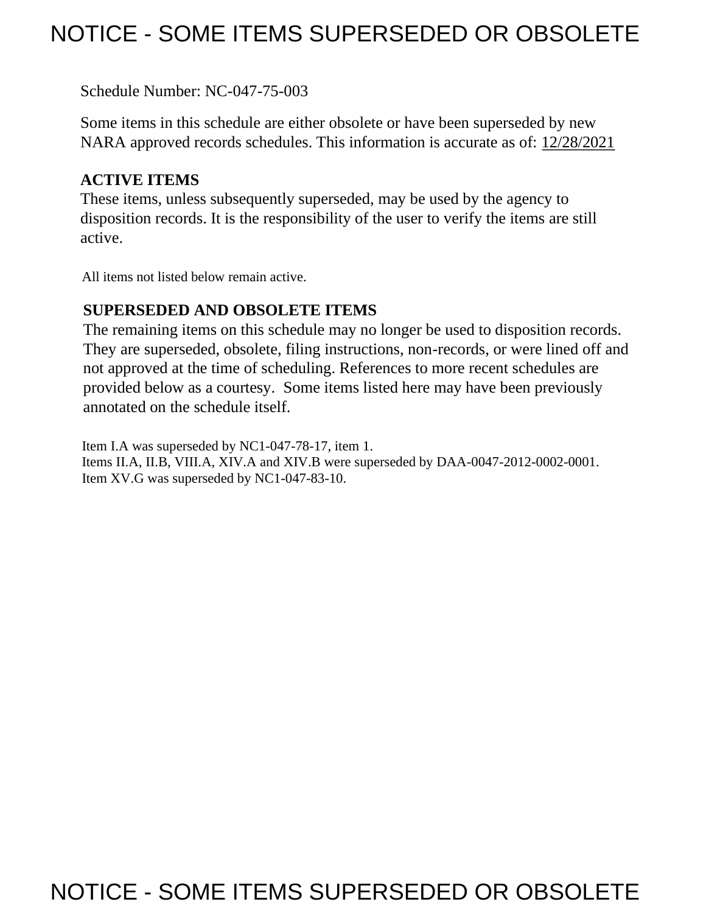# NOTICE - SOME ITEMS SUPERSEDED OR OBSOLETE

Schedule Number: NC-047-75-003

Some items in this schedule are either obsolete or have been superseded by new NARA approved records schedules. This information is accurate as of: 12/28/2021

**ACTIVE ITEMS**

These items, unless subsequently superseded, may be used by the agency to disposition records. It is the responsibility of the user to verify the items are still active.

All items not listed below remain active.

**SUPERSEDED AND OBSOLETE ITEMS**

The remaining items on this schedule may no longer be used to disposition records. They are superseded, obsolete, filing instructions, non-records, or were lined off and not approved at the time of scheduling. References to more recent schedules are provided below as a courtesy. Some items listed here may have been previously annotated on the schedule itself.

Item I.A was superseded by NC1-047-78-17, item 1.
Items II.A, II.B, VIII.A, XIV.A and XIV.B were superseded by DAA-0047-2012-0002-0001.
Item XV.G was superseded by NC1-047-83-10.

# NOTICE - SOME ITEMS SUPERSEDED OR OBSOLETE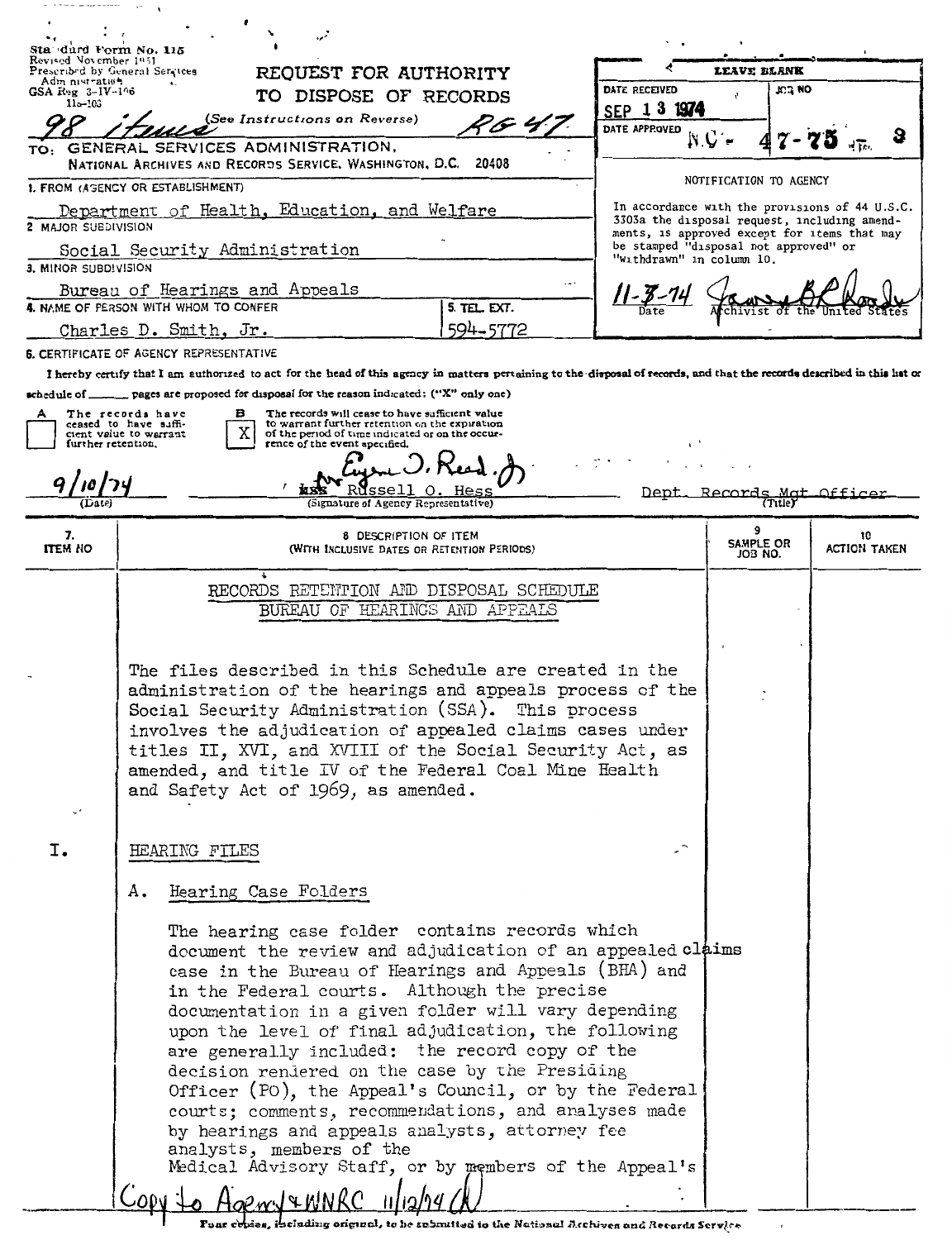Standard Form No. 115
Revised November 1951
Prescribed by General Services Administration
GSA Reg 3-IV-106
115-103

# REQUEST FOR AUTHORITY TO DISPOSE OF RECORDS

(See Instructions on Reverse)

98 items RG 47

TO: GENERAL SERVICES ADMINISTRATION, NATIONAL ARCHIVES AND RECORDS SERVICE, WASHINGTON, D.C. 20408

| LEAVE BLANK | |
|---|---|
| DATE RECEIVED SEP 13 1974 | JOB NO |
| DATE APPROVED | NC-47-75-3 |

NOTIFICATION TO AGENCY

In accordance with the provisions of 44 U.S.C. 3303a the disposal request, including amendments, is approved except for items that may be stamped "disposal not approved" or "withdrawn" in column 10.

11-7-74 — James B. Rhoads, Archivist of the United States

1. FROM (AGENCY OR ESTABLISHMENT)
Department of Health, Education, and Welfare

2. MAJOR SUBDIVISION
Social Security Administration

3. MINOR SUBDIVISION
Bureau of Hearings and Appeals

4. NAME OF PERSON WITH WHOM TO CONFER
Charles D. Smith, Jr.

5. TEL. EXT.
594-5772

6. CERTIFICATE OF AGENCY REPRESENTATIVE

I hereby certify that I am authorized to act for the head of this agency in matters pertaining to the disposal of records, and that the records described in this list or schedule of ______ pages are proposed for disposal for the reason indicated: ("X" only one)

A [ ] The records have ceased to have sufficient value to warrant further retention.

B [X] The records will cease to have sufficient value to warrant further retention on the expiration of the period of time indicated or on the occurrence of the event specified.

9/10/74 (Date) — Eugene O. Reed, Jr. for Russell O. Hess (Signature of Agency Representative) — Dept. Records Mgt Officer (Title)

| 7. ITEM NO | 8. DESCRIPTION OF ITEM (WITH INCLUSIVE DATES OR RETENTION PERIODS) | 9. SAMPLE OR JOB NO. | 10. ACTION TAKEN |
|---|---|---|---|

RECORDS RETENTION AND DISPOSAL SCHEDULE
BUREAU OF HEARINGS AND APPEALS

The files described in this Schedule are created in the administration of the hearings and appeals process of the Social Security Administration (SSA). This process involves the adjudication of appealed claims cases under titles II, XVI, and XVIII of the Social Security Act, as amended, and title IV of the Federal Coal Mine Health and Safety Act of 1969, as amended.

I. HEARING FILES

A. Hearing Case Folders

The hearing case folder contains records which document the review and adjudication of an appealed claims case in the Bureau of Hearings and Appeals (BHA) and in the Federal courts. Although the precise documentation in a given folder will vary depending upon the level of final adjudication, the following are generally included: the record copy of the decision rendered on the case by the Presiding Officer (PO), the Appeal's Council, or by the Federal courts; comments, recommendations, and analyses made by hearings and appeals analysts, attorney fee analysts, members of the Medical Advisory Staff, or by members of the Appeal's

Copy to Agency & WNRC 11/12/74 (A)

Four copies, including original, to be submitted to the National Archives and Records Service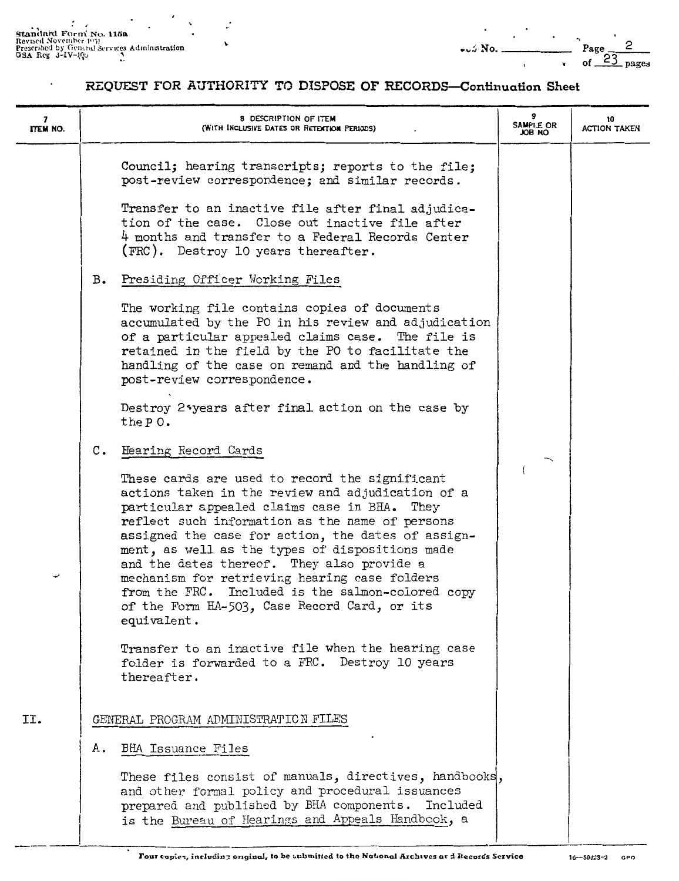# REQUEST FOR AUTHORITY TO DISPOSE OF RECORDS—Continuation Sheet

| 7 ITEM NO. | 8 DESCRIPTION OF ITEM (WITH INCLUSIVE DATES OR RETENTION PERIODS) | 9 SAMPLE OR JOB NO | 10 ACTION TAKEN |
|---|---|---|---|

Council; hearing transcripts; reports to the file; post-review correspondence; and similar records.

Transfer to an inactive file after final adjudication of the case. Close out inactive file after 4 months and transfer to a Federal Records Center (FRC). Destroy 10 years thereafter.

B. Presiding Officer Working Files

The working file contains copies of documents accumulated by the PO in his review and adjudication of a particular appealed claims case. The file is retained in the field by the PO to facilitate the handling of the case on remand and the handling of post-review correspondence.

Destroy 2 years after final action on the case by the P O.

C. Hearing Record Cards

These cards are used to record the significant actions taken in the review and adjudication of a particular appealed claims case in BHA. They reflect such information as the name of persons assigned the case for action, the dates of assignment, as well as the types of dispositions made and the dates thereof. They also provide a mechanism for retrieving hearing case folders from the FRC. Included is the salmon-colored copy of the Form HA-503, Case Record Card, or its equivalent.

Transfer to an inactive file when the hearing case folder is forwarded to a FRC. Destroy 10 years thereafter.

II. GENERAL PROGRAM ADMINISTRATION FILES

A. BHA Issuance Files

These files consist of manuals, directives, handbooks, and other formal policy and procedural issuances prepared and published by BHA components. Included is the Bureau of Hearings and Appeals Handbook, a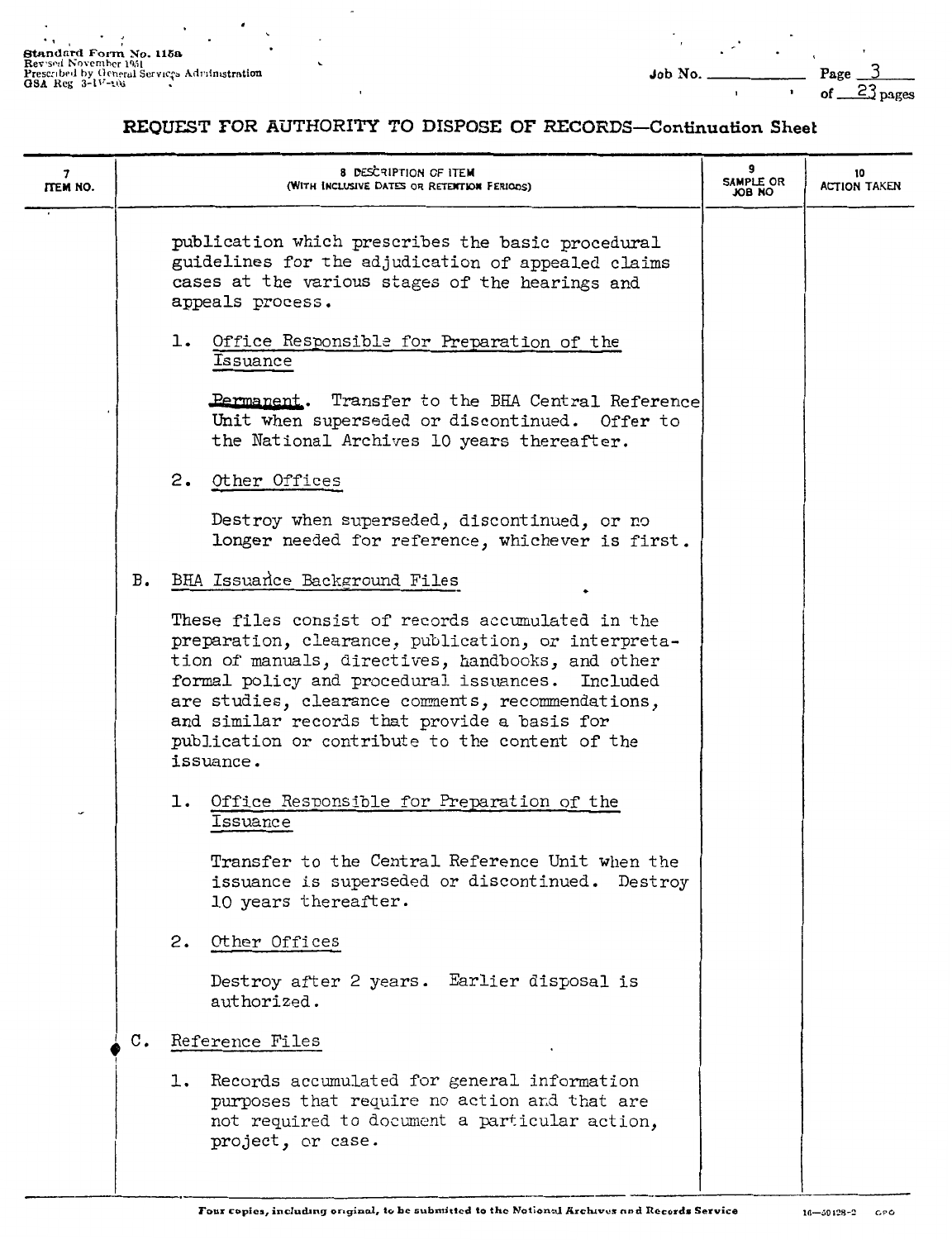## REQUEST FOR AUTHORITY TO DISPOSE OF RECORDS—Continuation Sheet

| 7 ITEM NO. | 8 DESCRIPTION OF ITEM (WITH INCLUSIVE DATES OR RETENTION PERIODS) | 9 SAMPLE OR JOB NO | 10 ACTION TAKEN |
|---|---|---|---|

publication which prescribes the basic procedural guidelines for the adjudication of appealed claims cases at the various stages of the hearings and appeals process.

1. Office Responsible for Preparation of the Issuance

   Permanent. Transfer to the BHA Central Reference Unit when superseded or discontinued. Offer to the National Archives 10 years thereafter.

2. Other Offices

   Destroy when superseded, discontinued, or no longer needed for reference, whichever is first.

B. BHA Issuance Background Files

These files consist of records accumulated in the preparation, clearance, publication, or interpretation of manuals, directives, handbooks, and other formal policy and procedural issuances. Included are studies, clearance comments, recommendations, and similar records that provide a basis for publication or contribute to the content of the issuance.

1. Office Responsible for Preparation of the Issuance

   Transfer to the Central Reference Unit when the issuance is superseded or discontinued. Destroy 10 years thereafter.

2. Other Offices

   Destroy after 2 years. Earlier disposal is authorized.

C. Reference Files

1. Records accumulated for general information purposes that require no action and that are not required to document a particular action, project, or case.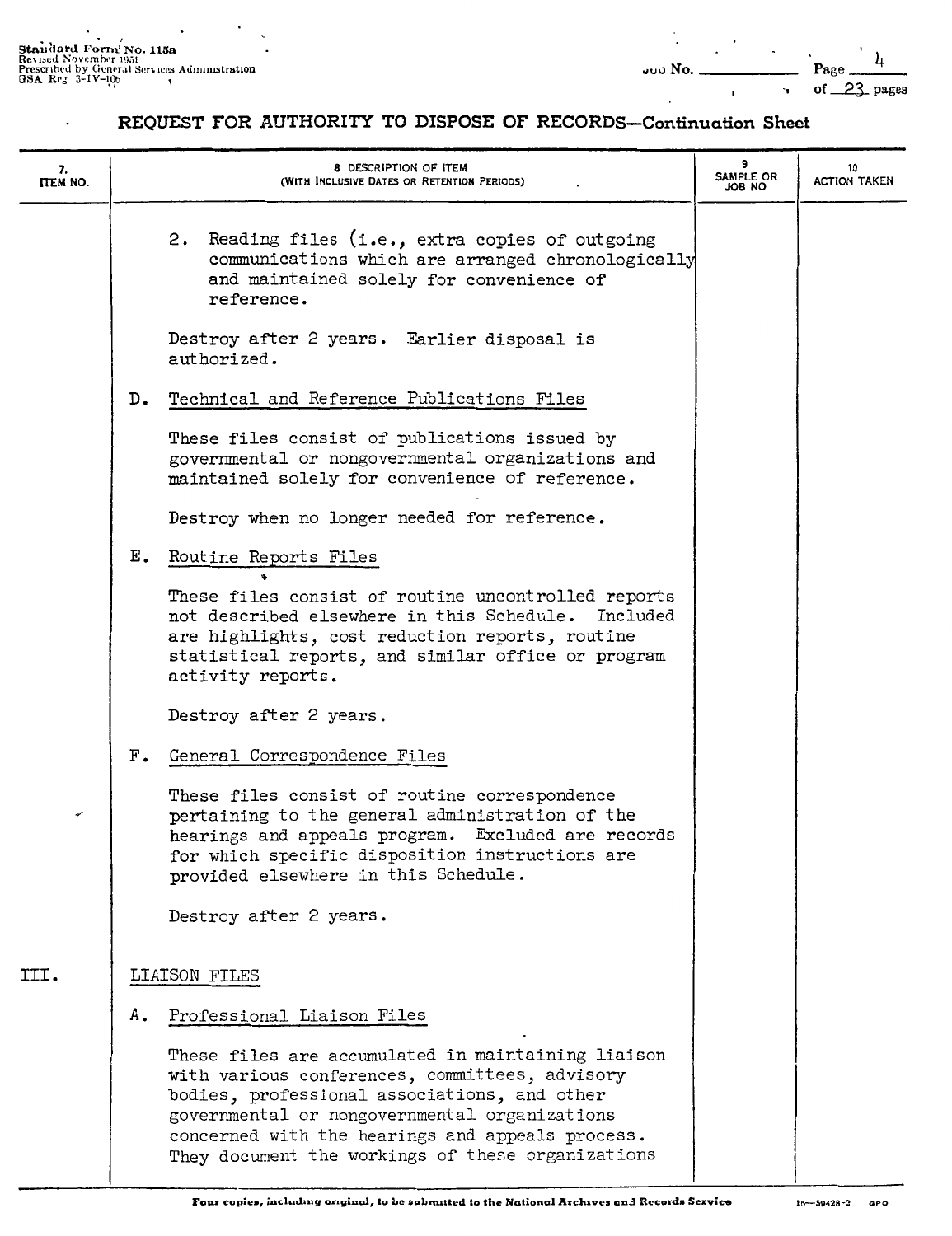## REQUEST FOR AUTHORITY TO DISPOSE OF RECORDS—Continuation Sheet

| 7. ITEM NO. | 8. DESCRIPTION OF ITEM (WITH INCLUSIVE DATES OR RETENTION PERIODS) | 9. SAMPLE OR JOB NO | 10. ACTION TAKEN |
|---|---|---|---|

2. Reading files (i.e., extra copies of outgoing communications which are arranged chronologically and maintained solely for convenience of reference.

   Destroy after 2 years. Earlier disposal is authorized.

D. Technical and Reference Publications Files

   These files consist of publications issued by governmental or nongovernmental organizations and maintained solely for convenience of reference.

   Destroy when no longer needed for reference.

E. Routine Reports Files

   These files consist of routine uncontrolled reports not described elsewhere in this Schedule. Included are highlights, cost reduction reports, routine statistical reports, and similar office or program activity reports.

   Destroy after 2 years.

F. General Correspondence Files

   These files consist of routine correspondence pertaining to the general administration of the hearings and appeals program. Excluded are records for which specific disposition instructions are provided elsewhere in this Schedule.

   Destroy after 2 years.

III. LIAISON FILES

A. Professional Liaison Files

   These files are accumulated in maintaining liaison with various conferences, committees, advisory bodies, professional associations, and other governmental or nongovernmental organizations concerned with the hearings and appeals process. They document the workings of these organizations

Four copies, including original, to be submitted to the National Archives and Records Service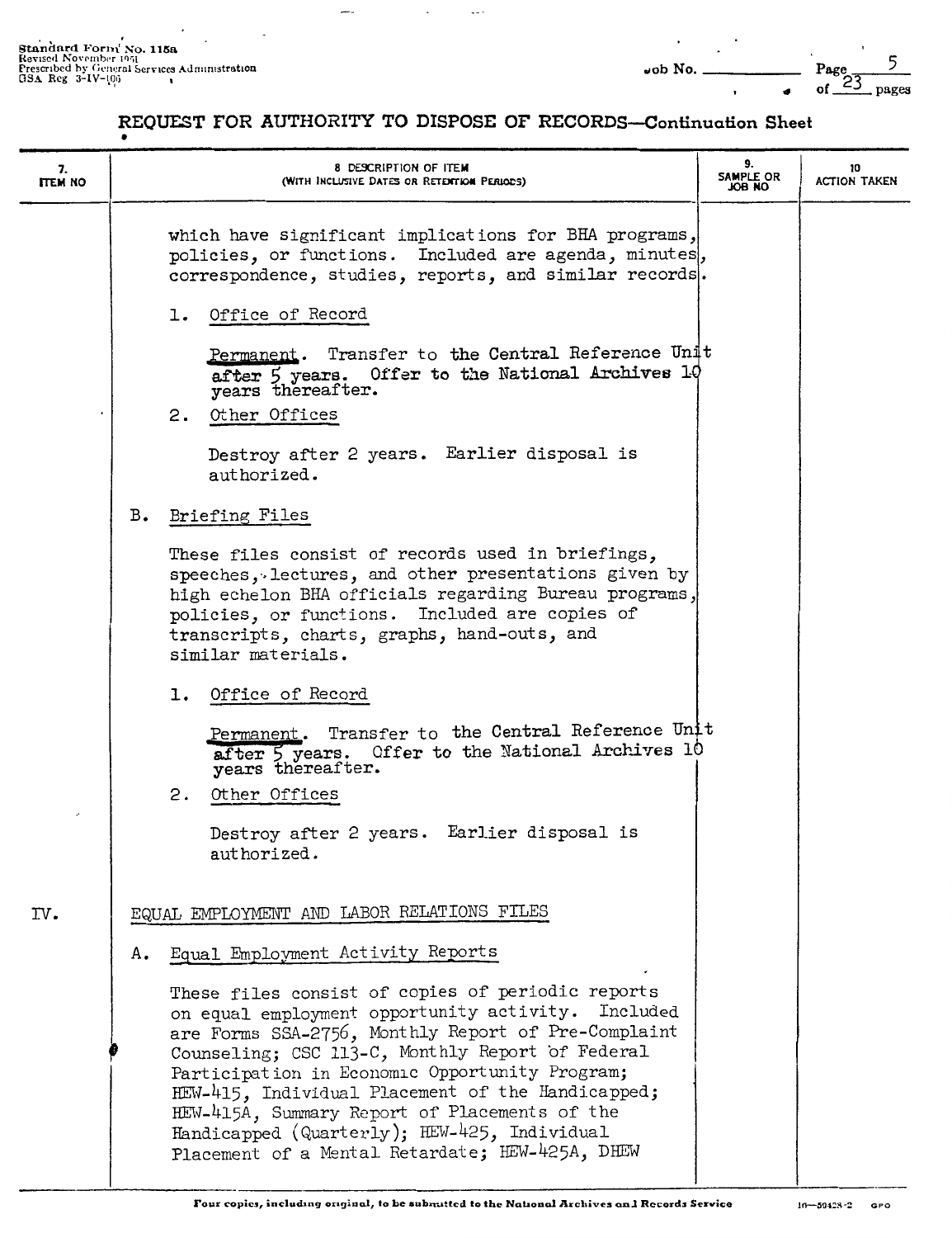Standard Form No. 115a
Revised November 1951
Prescribed by General Services Administration
GSA Reg 3-IV-106

Job No. ______

## REQUEST FOR AUTHORITY TO DISPOSE OF RECORDS—Continuation Sheet

| 7. ITEM NO | 8. DESCRIPTION OF ITEM (WITH INCLUSIVE DATES OR RETENTION PERIODS) | 9. SAMPLE OR JOB NO | 10. ACTION TAKEN |
|---|---|---|---|

which have significant implications for BHA programs, policies, or functions. Included are agenda, minutes, correspondence, studies, reports, and similar records.

1. Office of Record

   Permanent. Transfer to the Central Reference Unit after 5 years. Offer to the National Archives 10 years thereafter.

2. Other Offices

   Destroy after 2 years. Earlier disposal is authorized.

B. Briefing Files

These files consist of records used in briefings, speeches, lectures, and other presentations given by high echelon BHA officials regarding Bureau programs, policies, or functions. Included are copies of transcripts, charts, graphs, hand-outs, and similar materials.

1. Office of Record

   Permanent. Transfer to the Central Reference Unit after 5 years. Offer to the National Archives 10 years thereafter.

2. Other Offices

   Destroy after 2 years. Earlier disposal is authorized.

IV. EQUAL EMPLOYMENT AND LABOR RELATIONS FILES

A. Equal Employment Activity Reports

These files consist of copies of periodic reports on equal employment opportunity activity. Included are Forms SSA-2756, Monthly Report of Pre-Complaint Counseling; CSC 113-C, Monthly Report of Federal Participation in Economic Opportunity Program; HEW-415, Individual Placement of the Handicapped; HEW-415A, Summary Report of Placements of the Handicapped (Quarterly); HEW-425, Individual Placement of a Mental Retardate; HEW-425A, DHEW

Four copies, including original, to be submitted to the National Archives and Records Service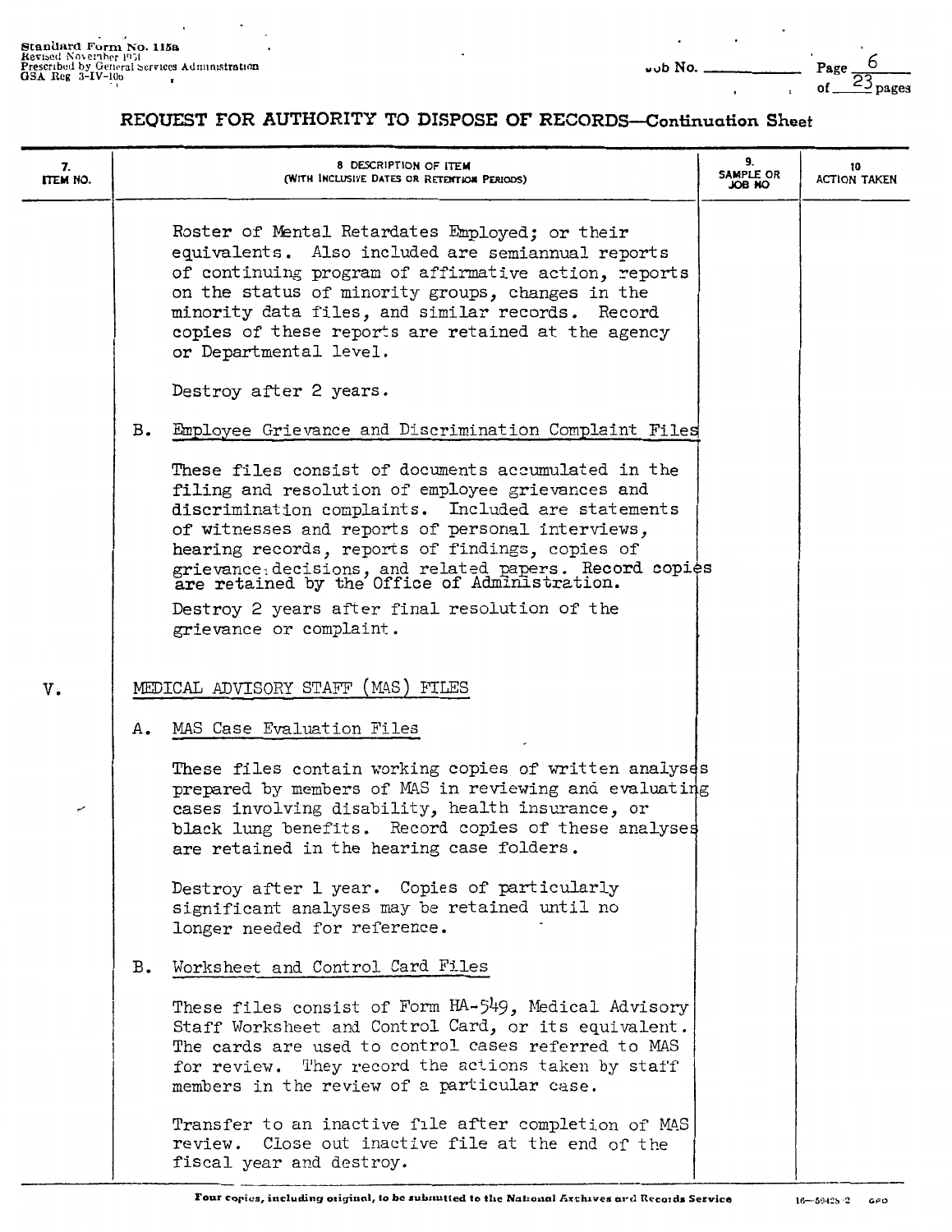## REQUEST FOR AUTHORITY TO DISPOSE OF RECORDS—Continuation Sheet

| 7. ITEM NO. | 8. DESCRIPTION OF ITEM (WITH INCLUSIVE DATES OR RETENTION PERIODS) | 9. SAMPLE OR JOB NO | 10 ACTION TAKEN |
|---|---|---|---|
| | Roster of Mental Retardates Employed; or their equivalents. Also included are semiannual reports of continuing program of affirmative action, reports on the status of minority groups, changes in the minority data files, and similar records. Record copies of these reports are retained at the agency or Departmental level. | | |
| | Destroy after 2 years. | | |
| | B. Employee Grievance and Discrimination Complaint Files | | |
| | These files consist of documents accumulated in the filing and resolution of employee grievances and discrimination complaints. Included are statements of witnesses and reports of personal interviews, hearing records, reports of findings, copies of grievance decisions, and related papers. Record copies are retained by the Office of Administration. | | |
| | Destroy 2 years after final resolution of the grievance or complaint. | | |
| V. | MEDICAL ADVISORY STAFF (MAS) FILES | | |
| | A. MAS Case Evaluation Files | | |
| | These files contain working copies of written analyses prepared by members of MAS in reviewing and evaluating cases involving disability, health insurance, or black lung benefits. Record copies of these analyses are retained in the hearing case folders. | | |
| | Destroy after 1 year. Copies of particularly significant analyses may be retained until no longer needed for reference. | | |
| | B. Worksheet and Control Card Files | | |
| | These files consist of Form HA-549, Medical Advisory Staff Worksheet and Control Card, or its equivalent. The cards are used to control cases referred to MAS for review. They record the actions taken by staff members in the review of a particular case. | | |
| | Transfer to an inactive file after completion of MAS review. Close out inactive file at the end of the fiscal year and destroy. | | |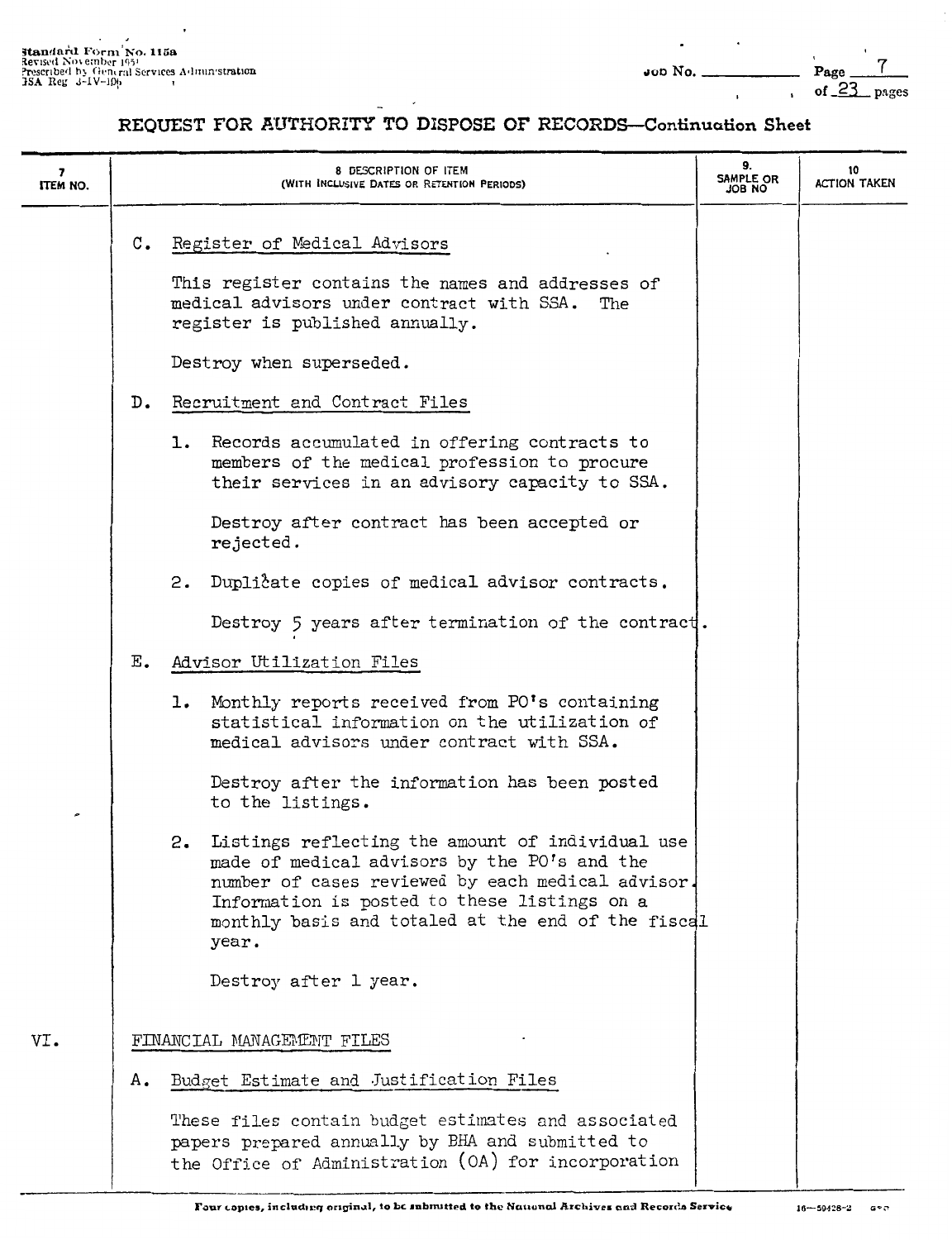# REQUEST FOR AUTHORITY TO DISPOSE OF RECORDS—Continuation Sheet

| 7 ITEM NO. | 8 DESCRIPTION OF ITEM (WITH INCLUSIVE DATES OR RETENTION PERIODS) | 9. SAMPLE OR JOB NO | 10 ACTION TAKEN |
|---|---|---|---|

C. Register of Medical Advisors

This register contains the names and addresses of medical advisors under contract with SSA. The register is published annually.

Destroy when superseded.

D. Recruitment and Contract Files

1. Records accumulated in offering contracts to members of the medical profession to procure their services in an advisory capacity to SSA.

   Destroy after contract has been accepted or rejected.

2. Duplicate copies of medical advisor contracts.

   Destroy 5 years after termination of the contract.

E. Advisor Utilization Files

1. Monthly reports received from PO's containing statistical information on the utilization of medical advisors under contract with SSA.

   Destroy after the information has been posted to the listings.

2. Listings reflecting the amount of individual use made of medical advisors by the PO's and the number of cases reviewed by each medical advisor. Information is posted to these listings on a monthly basis and totaled at the end of the fiscal year.

   Destroy after 1 year.

VI. FINANCIAL MANAGEMENT FILES

A. Budget Estimate and Justification Files

These files contain budget estimates and associated papers prepared annually by BHA and submitted to the Office of Administration (OA) for incorporation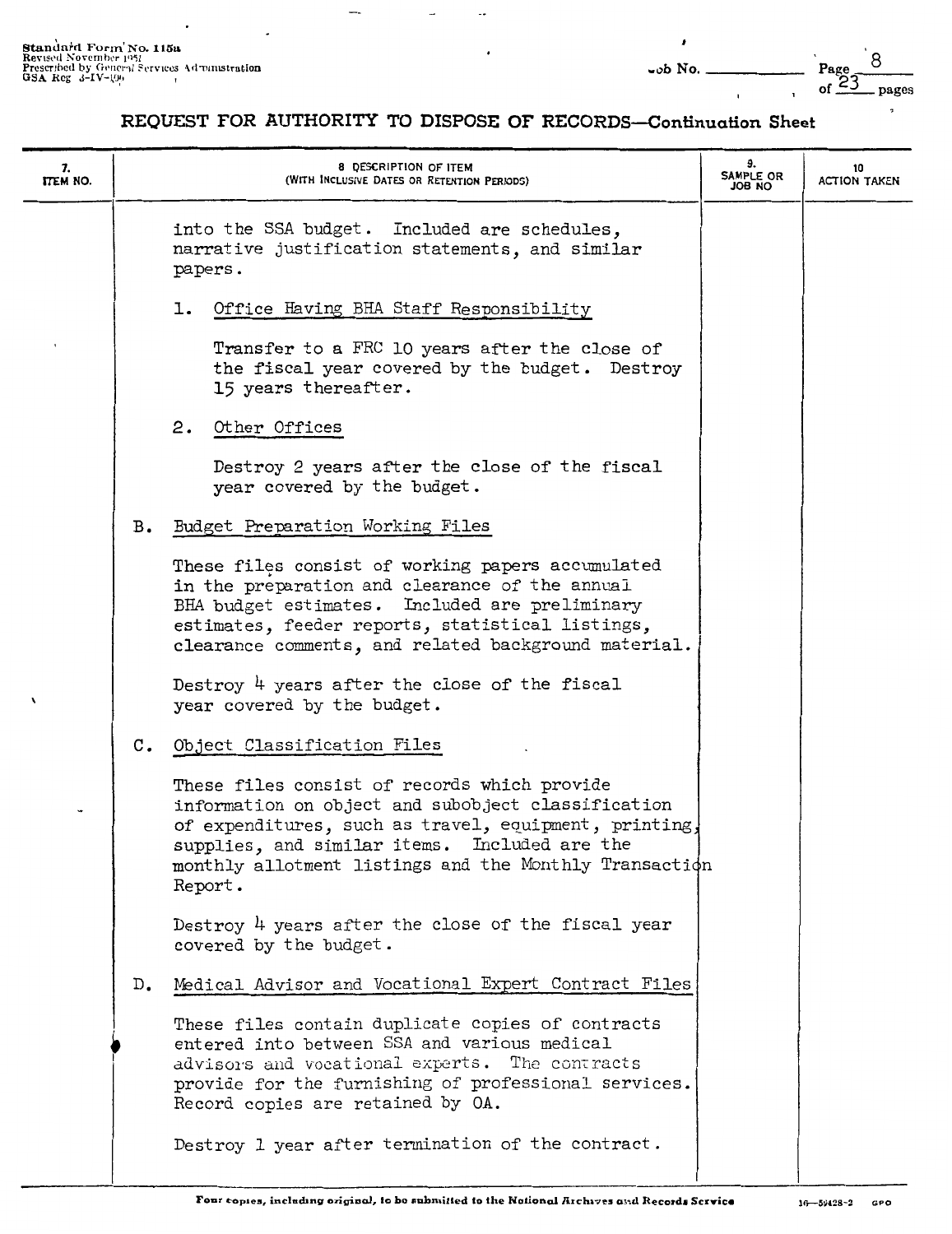## REQUEST FOR AUTHORITY TO DISPOSE OF RECORDS—Continuation Sheet

| 7. ITEM NO. | 8. DESCRIPTION OF ITEM (WITH INCLUSIVE DATES OR RETENTION PERIODS) | 9. SAMPLE OR JOB NO | 10 ACTION TAKEN |
|---|---|---|---|
| | into the SSA budget. Included are schedules, narrative justification statements, and similar papers. | | |
| | 1. Office Having BHA Staff Responsibility | | |
| | Transfer to a FRC 10 years after the close of the fiscal year covered by the budget. Destroy 15 years thereafter. | | |
| | 2. Other Offices | | |
| | Destroy 2 years after the close of the fiscal year covered by the budget. | | |
| | B. Budget Preparation Working Files | | |
| | These files consist of working papers accumulated in the preparation and clearance of the annual BHA budget estimates. Included are preliminary estimates, feeder reports, statistical listings, clearance comments, and related background material. | | |
| | Destroy 4 years after the close of the fiscal year covered by the budget. | | |
| | C. Object Classification Files | | |
| | These files consist of records which provide information on object and subobject classification of expenditures, such as travel, equipment, printing, supplies, and similar items. Included are the monthly allotment listings and the Monthly Transaction Report. | | |
| | Destroy 4 years after the close of the fiscal year covered by the budget. | | |
| | D. Medical Advisor and Vocational Expert Contract Files | | |
| | These files contain duplicate copies of contracts entered into between SSA and various medical advisors and vocational experts. The contracts provide for the furnishing of professional services. Record copies are retained by OA. | | |
| | Destroy 1 year after termination of the contract. | | |

Four copies, including original, to be submitted to the National Archives and Records Service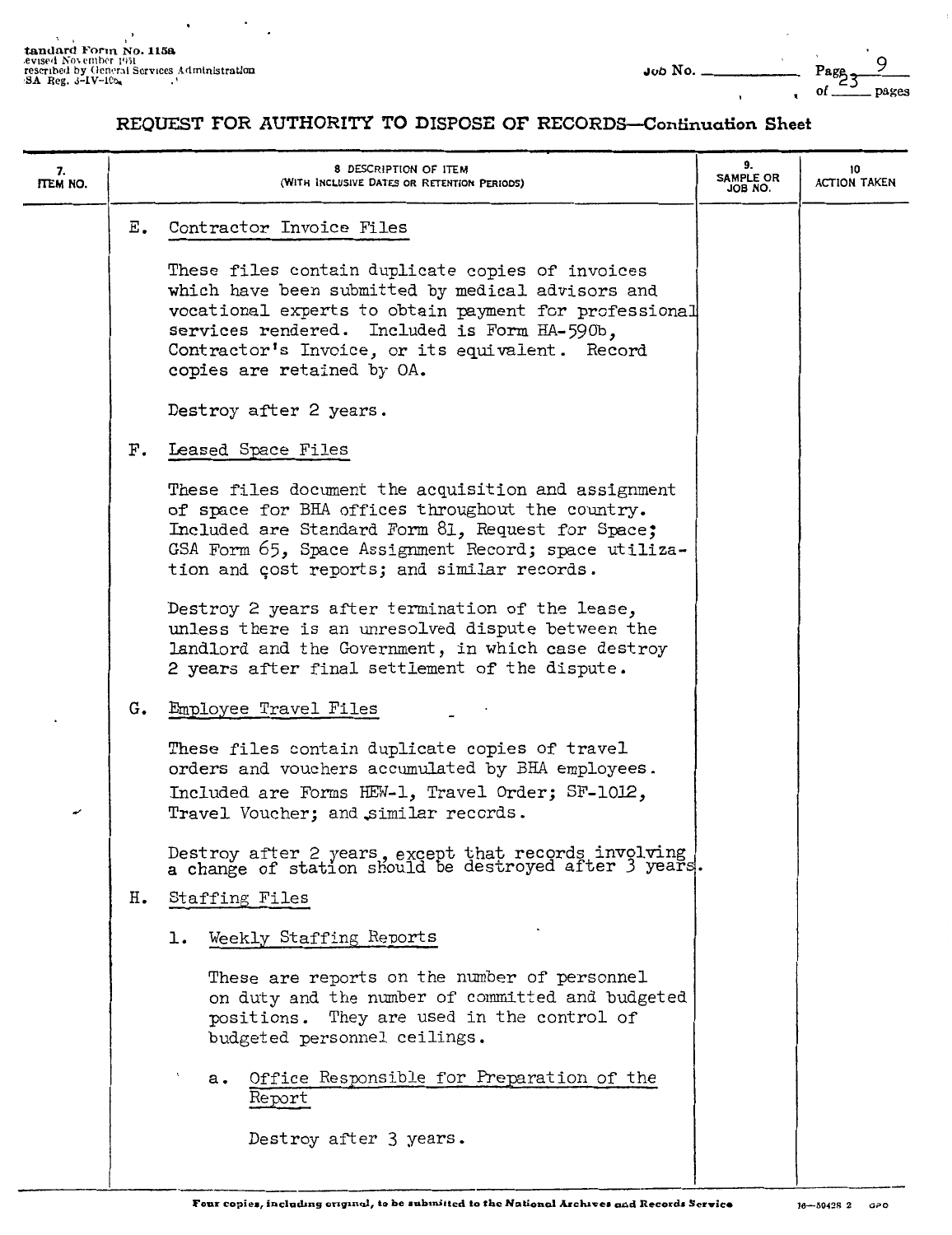# REQUEST FOR AUTHORITY TO DISPOSE OF RECORDS—Continuation Sheet

| 7. ITEM NO. | 8. DESCRIPTION OF ITEM (WITH INCLUSIVE DATES OR RETENTION PERIODS) | 9. SAMPLE OR JOB NO. | 10 ACTION TAKEN |
|---|---|---|---|

E. Contractor Invoice Files

These files contain duplicate copies of invoices which have been submitted by medical advisors and vocational experts to obtain payment for professional services rendered. Included is Form HA-590b, Contractor's Invoice, or its equivalent. Record copies are retained by OA.

Destroy after 2 years.

F. Leased Space Files

These files document the acquisition and assignment of space for BHA offices throughout the country. Included are Standard Form 81, Request for Space; GSA Form 65, Space Assignment Record; space utilization and cost reports; and similar records.

Destroy 2 years after termination of the lease, unless there is an unresolved dispute between the landlord and the Government, in which case destroy 2 years after final settlement of the dispute.

G. Employee Travel Files

These files contain duplicate copies of travel orders and vouchers accumulated by BHA employees. Included are Forms HEW-1, Travel Order; SF-1012, Travel Voucher; and similar records.

Destroy after 2 years, except that records involving a change of station should be destroyed after 3 years.

H. Staffing Files

1. Weekly Staffing Reports

These are reports on the number of personnel on duty and the number of committed and budgeted positions. They are used in the control of budgeted personnel ceilings.

a. Office Responsible for Preparation of the Report

Destroy after 3 years.

Four copies, including original, to be submitted to the National Archives and Records Service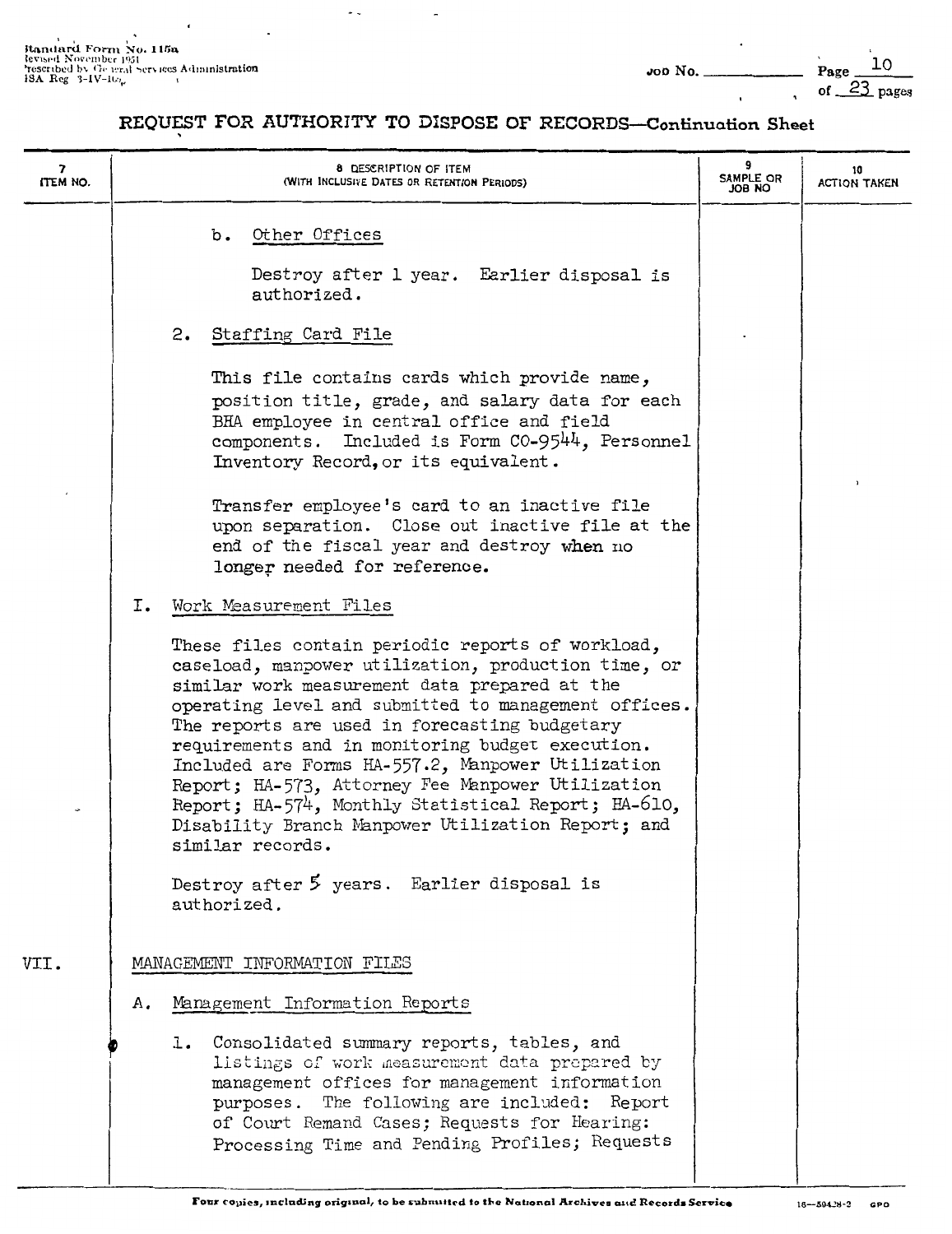# REQUEST FOR AUTHORITY TO DISPOSE OF RECORDS—Continuation Sheet

| 7 ITEM NO. | 8 DESCRIPTION OF ITEM (WITH INCLUSIVE DATES OR RETENTION PERIODS) | 9 SAMPLE OR JOB NO | 10 ACTION TAKEN |
|---|---|---|---|

b. Other Offices

Destroy after 1 year. Earlier disposal is authorized.

2. Staffing Card File

This file contains cards which provide name, position title, grade, and salary data for each BHA employee in central office and field components. Included is Form CO-9544, Personnel Inventory Record, or its equivalent.

Transfer employee's card to an inactive file upon separation. Close out inactive file at the end of the fiscal year and destroy when no longer needed for reference.

I. Work Measurement Files

These files contain periodic reports of workload, caseload, manpower utilization, production time, or similar work measurement data prepared at the operating level and submitted to management offices. The reports are used in forecasting budgetary requirements and in monitoring budget execution. Included are Forms HA-557.2, Manpower Utilization Report; HA-573, Attorney Fee Manpower Utilization Report; HA-574, Monthly Statistical Report; HA-610, Disability Branch Manpower Utilization Report; and similar records.

Destroy after 5 years. Earlier disposal is authorized.

VII. MANAGEMENT INFORMATION FILES

A. Management Information Reports

1. Consolidated summary reports, tables, and listings of work measurement data prepared by management offices for management information purposes. The following are included: Report of Court Remand Cases; Requests for Hearing: Processing Time and Pending Profiles; Requests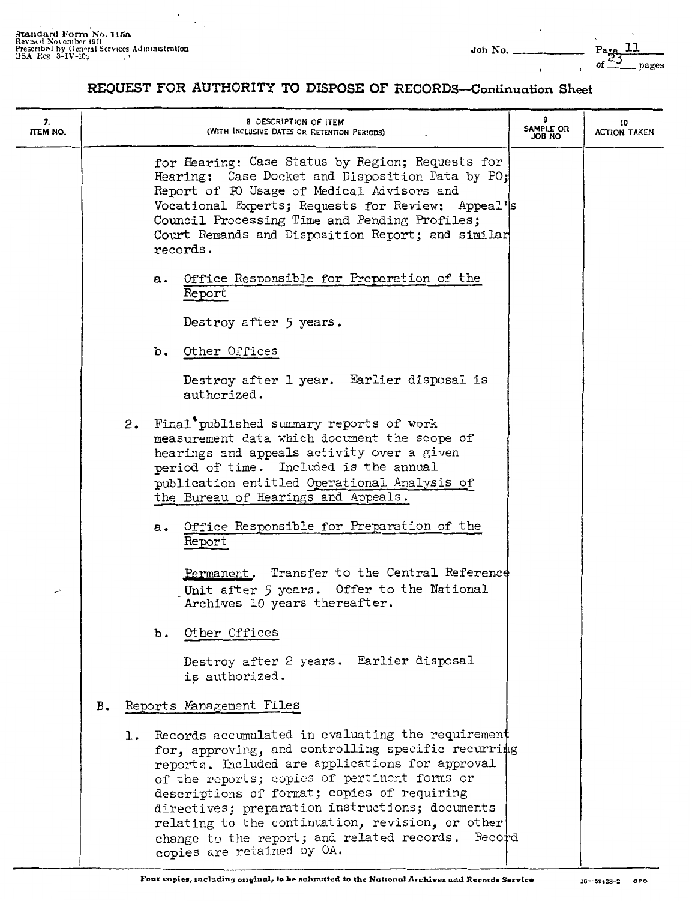## REQUEST FOR AUTHORITY TO DISPOSE OF RECORDS—Continuation Sheet

| 7. ITEM NO. | 8. DESCRIPTION OF ITEM (WITH INCLUSIVE DATES OR RETENTION PERIODS) | 9. SAMPLE OR JOB NO | 10. ACTION TAKEN |
|---|---|---|---|

for Hearing: Case Status by Region; Requests for Hearing: Case Docket and Disposition Data by PO; Report of PO Usage of Medical Advisors and Vocational Experts; Requests for Review: Appeal's Council Processing Time and Pending Profiles; Court Remands and Disposition Report; and similar records.

a. Office Responsible for Preparation of the Report

Destroy after 5 years.

b. Other Offices

Destroy after 1 year. Earlier disposal is authorized.

2. Final published summary reports of work measurement data which document the scope of hearings and appeals activity over a given period of time. Included is the annual publication entitled Operational Analysis of the Bureau of Hearings and Appeals.

a. Office Responsible for Preparation of the Report

Permanent. Transfer to the Central Reference Unit after 5 years. Offer to the National Archives 10 years thereafter.

b. Other Offices

Destroy after 2 years. Earlier disposal is authorized.

B. Reports Management Files

1. Records accumulated in evaluating the requirement for, approving, and controlling specific recurring reports. Included are applications for approval of the reports; copies of pertinent forms or descriptions of format; copies of requiring directives; preparation instructions; documents relating to the continuation, revision, or other change to the report; and related records. Record copies are retained by OA.

Four copies, including original, to be submitted to the National Archives and Records Service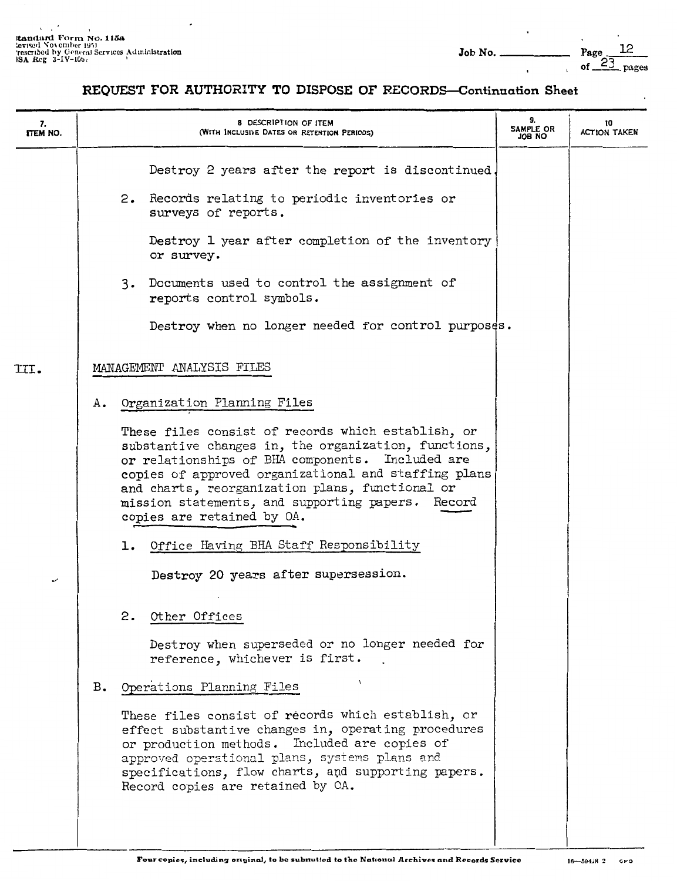## REQUEST FOR AUTHORITY TO DISPOSE OF RECORDS—Continuation Sheet

| 7. ITEM NO. | 8. DESCRIPTION OF ITEM (WITH INCLUSIVE DATES OR RETENTION PERIODS) | 9. SAMPLE OR JOB NO | 10 ACTION TAKEN |
|---|---|---|---|

Destroy 2 years after the report is discontinued.

2. Records relating to periodic inventories or surveys of reports.

   Destroy 1 year after completion of the inventory or survey.

3. Documents used to control the assignment of reports control symbols.

   Destroy when no longer needed for control purposes.

III. MANAGEMENT ANALYSIS FILES

A. Organization Planning Files

These files consist of records which establish, or substantive changes in, the organization, functions, or relationships of BHA components. Included are copies of approved organizational and staffing plans and charts, reorganization plans, functional or mission statements, and supporting papers. Record copies are retained by OA.

1. Office Having BHA Staff Responsibility

   Destroy 20 years after supersession.

2. Other Offices

   Destroy when superseded or no longer needed for reference, whichever is first.

B. Operations Planning Files

These files consist of records which establish, or effect substantive changes in, operating procedures or production methods. Included are copies of approved operational plans, systems plans and specifications, flow charts, and supporting papers. Record copies are retained by OA.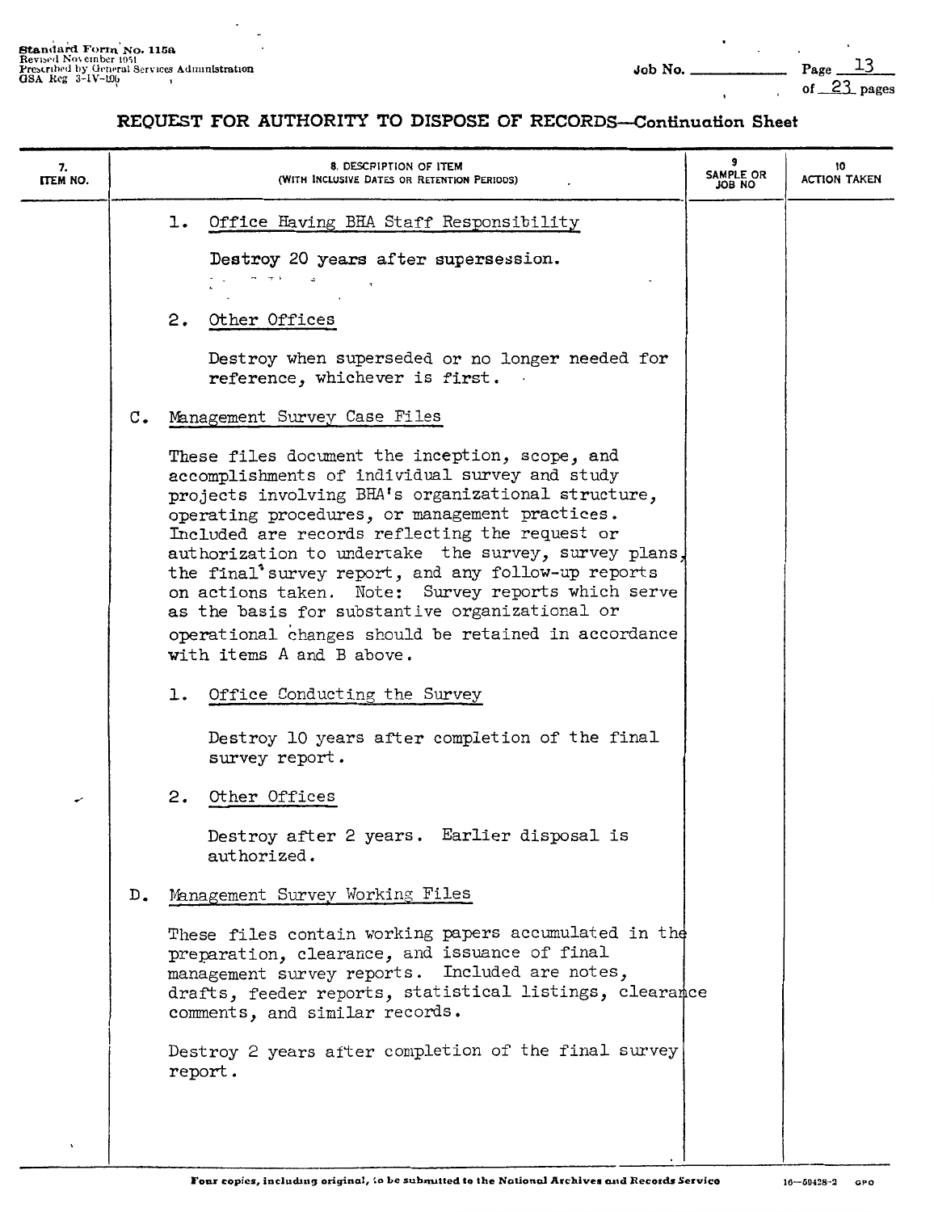## REQUEST FOR AUTHORITY TO DISPOSE OF RECORDS—Continuation Sheet

| 7. ITEM NO. | 8. DESCRIPTION OF ITEM (WITH INCLUSIVE DATES OR RETENTION PERIODS) | 9 SAMPLE OR JOB NO | 10 ACTION TAKEN |
|---|---|---|---|
| | 1. Office Having BHA Staff Responsibility<br><br>Destroy 20 years after supersession.<br><br>2. Other Offices<br><br>Destroy when superseded or no longer needed for reference, whichever is first.<br><br>C. Management Survey Case Files<br><br>These files document the inception, scope, and accomplishments of individual survey and study projects involving BHA's organizational structure, operating procedures, or management practices. Included are records reflecting the request or authorization to undertake the survey, survey plans, the final survey report, and any follow-up reports on actions taken. Note: Survey reports which serve as the basis for substantive organizational or operational changes should be retained in accordance with items A and B above.<br><br>1. Office Conducting the Survey<br><br>Destroy 10 years after completion of the final survey report.<br><br>2. Other Offices<br><br>Destroy after 2 years. Earlier disposal is authorized.<br><br>D. Management Survey Working Files<br><br>These files contain working papers accumulated in the preparation, clearance, and issuance of final management survey reports. Included are notes, drafts, feeder reports, statistical listings, clearance comments, and similar records.<br><br>Destroy 2 years after completion of the final survey report. | | |

Four copies, including original, to be submitted to the National Archives and Records Service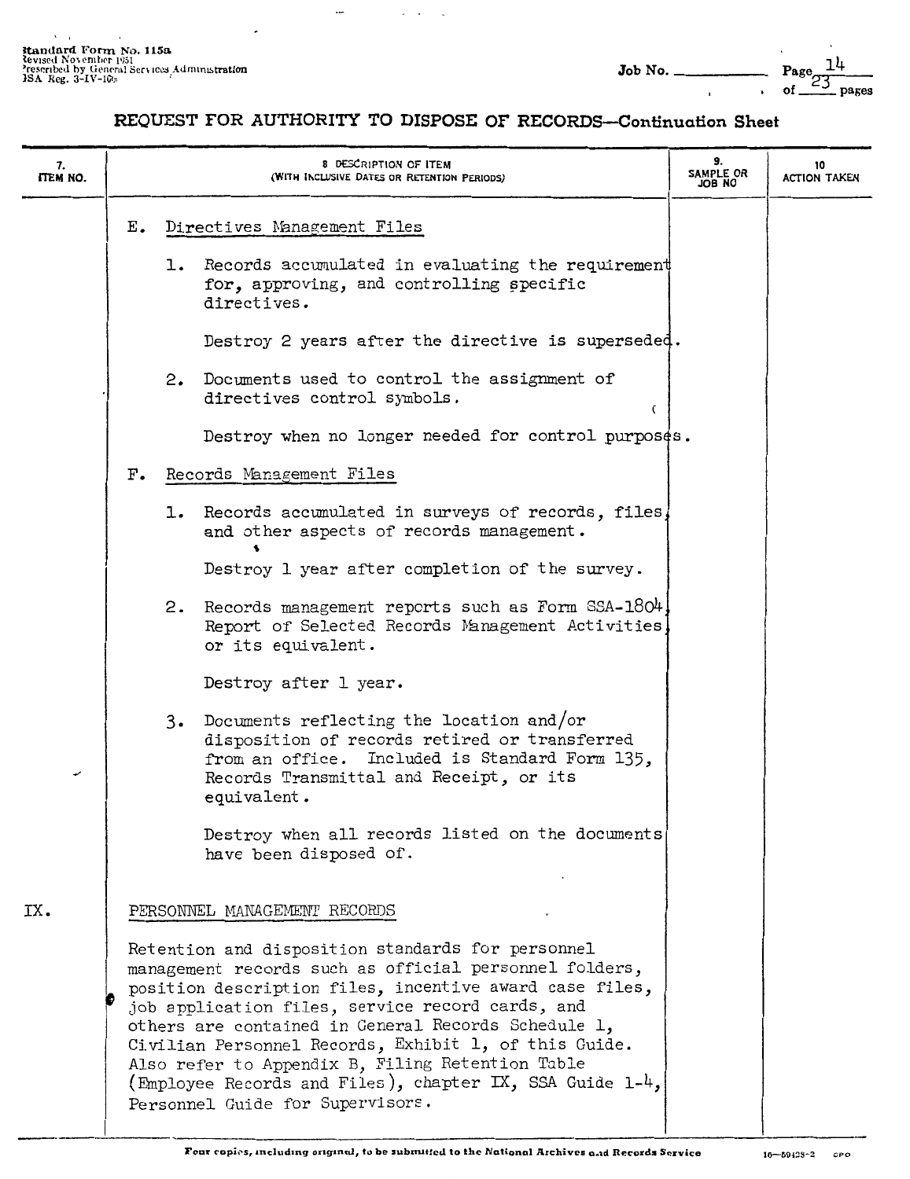# REQUEST FOR AUTHORITY TO DISPOSE OF RECORDS—Continuation Sheet

| 7. ITEM NO. | 8. DESCRIPTION OF ITEM (WITH INCLUSIVE DATES OR RETENTION PERIODS) | 9. SAMPLE OR JOB NO | 10 ACTION TAKEN |
|---|---|---|---|
| | E. Directives Management Files | | |
| | 1. Records accumulated in evaluating the requirement for, approving, and controlling specific directives. | | |
| | Destroy 2 years after the directive is superseded. | | |
| | 2. Documents used to control the assignment of directives control symbols. | | |
| | Destroy when no longer needed for control purposes. | | |
| | F. Records Management Files | | |
| | 1. Records accumulated in surveys of records, files, and other aspects of records management. | | |
| | Destroy 1 year after completion of the survey. | | |
| | 2. Records management reports such as Form SSA-1804, Report of Selected Records Management Activities, or its equivalent. | | |
| | Destroy after 1 year. | | |
| | 3. Documents reflecting the location and/or disposition of records retired or transferred from an office. Included is Standard Form 135, Records Transmittal and Receipt, or its equivalent. | | |
| | Destroy when all records listed on the documents have been disposed of. | | |
| IX. | PERSONNEL MANAGEMENT RECORDS | | |
| | Retention and disposition standards for personnel management records such as official personnel folders, position description files, incentive award case files, job application files, service record cards, and others are contained in General Records Schedule 1, Civilian Personnel Records, Exhibit 1, of this Guide. Also refer to Appendix B, Filing Retention Table (Employee Records and Files), chapter IX, SSA Guide 1-4, Personnel Guide for Supervisors. | | |

Four copies, including original, to be submitted to the National Archives and Records Service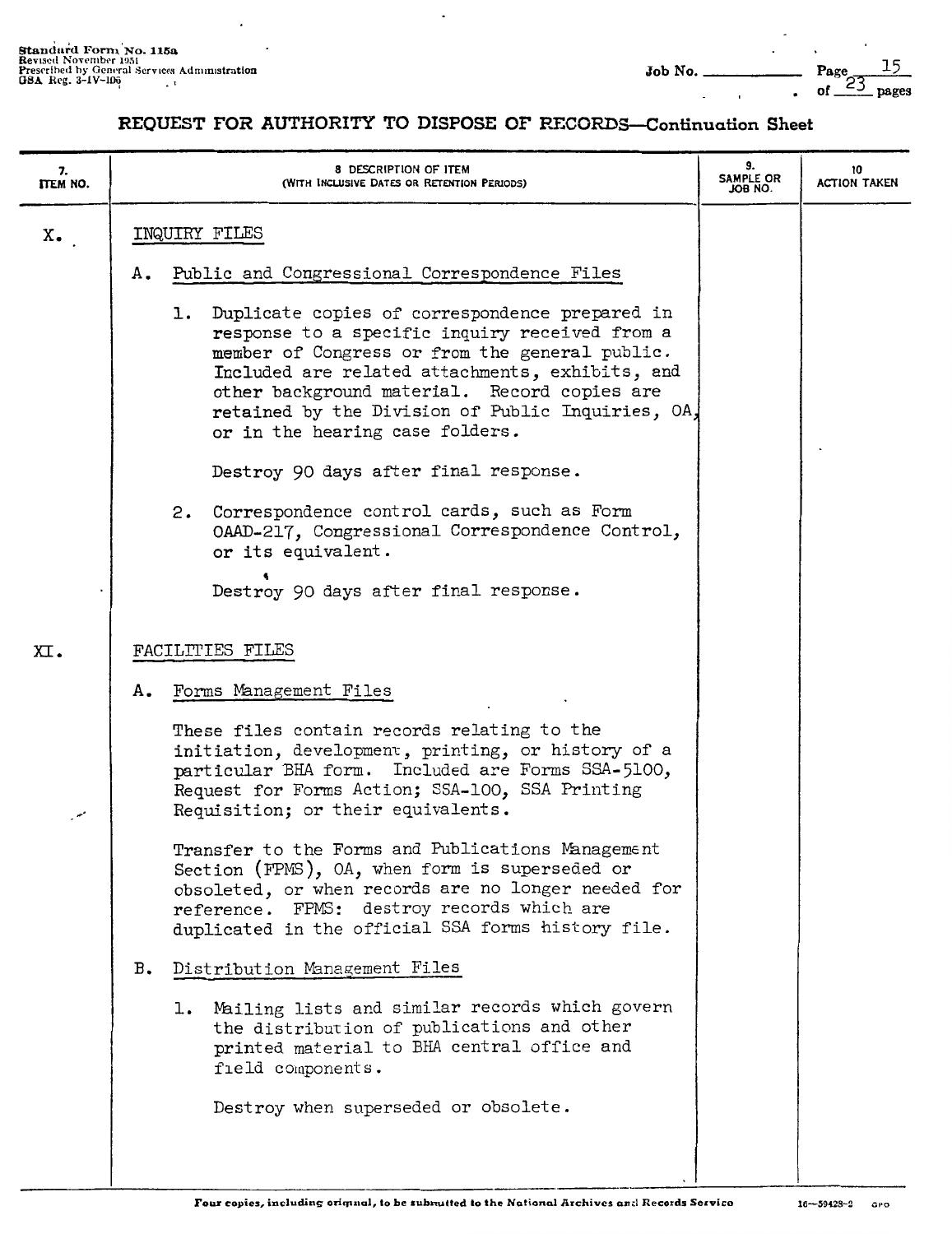Standard Form No. 115a
Revised November 1951
Prescribed by General Services Administration
GSA Reg. 3-IV-106

Job No. ______ Page 15 of 23 pages

## REQUEST FOR AUTHORITY TO DISPOSE OF RECORDS—Continuation Sheet

| 7. ITEM NO. | 8. DESCRIPTION OF ITEM (WITH INCLUSIVE DATES OR RETENTION PERIODS) | 9. SAMPLE OR JOB NO. | 10. ACTION TAKEN |
|---|---|---|---|
| X. | INQUIRY FILES | | |
| | A. Public and Congressional Correspondence Files | | |
| | 1. Duplicate copies of correspondence prepared in response to a specific inquiry received from a member of Congress or from the general public. Included are related attachments, exhibits, and other background material. Record copies are retained by the Division of Public Inquiries, OA, or in the hearing case folders.<br><br>Destroy 90 days after final response. | | |
| | 2. Correspondence control cards, such as Form OAAD-217, Congressional Correspondence Control, or its equivalent.<br><br>Destroy 90 days after final response. | | |
| XI. | FACILITIES FILES | | |
| | A. Forms Management Files | | |
| | These files contain records relating to the initiation, development, printing, or history of a particular BHA form. Included are Forms SSA-5100, Request for Forms Action; SSA-100, SSA Printing Requisition; or their equivalents.<br><br>Transfer to the Forms and Publications Management Section (FPMS), OA, when form is superseded or obsoleted, or when records are no longer needed for reference. FPMS: destroy records which are duplicated in the official SSA forms history file. | | |
| | B. Distribution Management Files | | |
| | 1. Mailing lists and similar records which govern the distribution of publications and other printed material to BHA central office and field components.<br><br>Destroy when superseded or obsolete. | | |

Four copies, including original, to be submitted to the National Archives and Records Service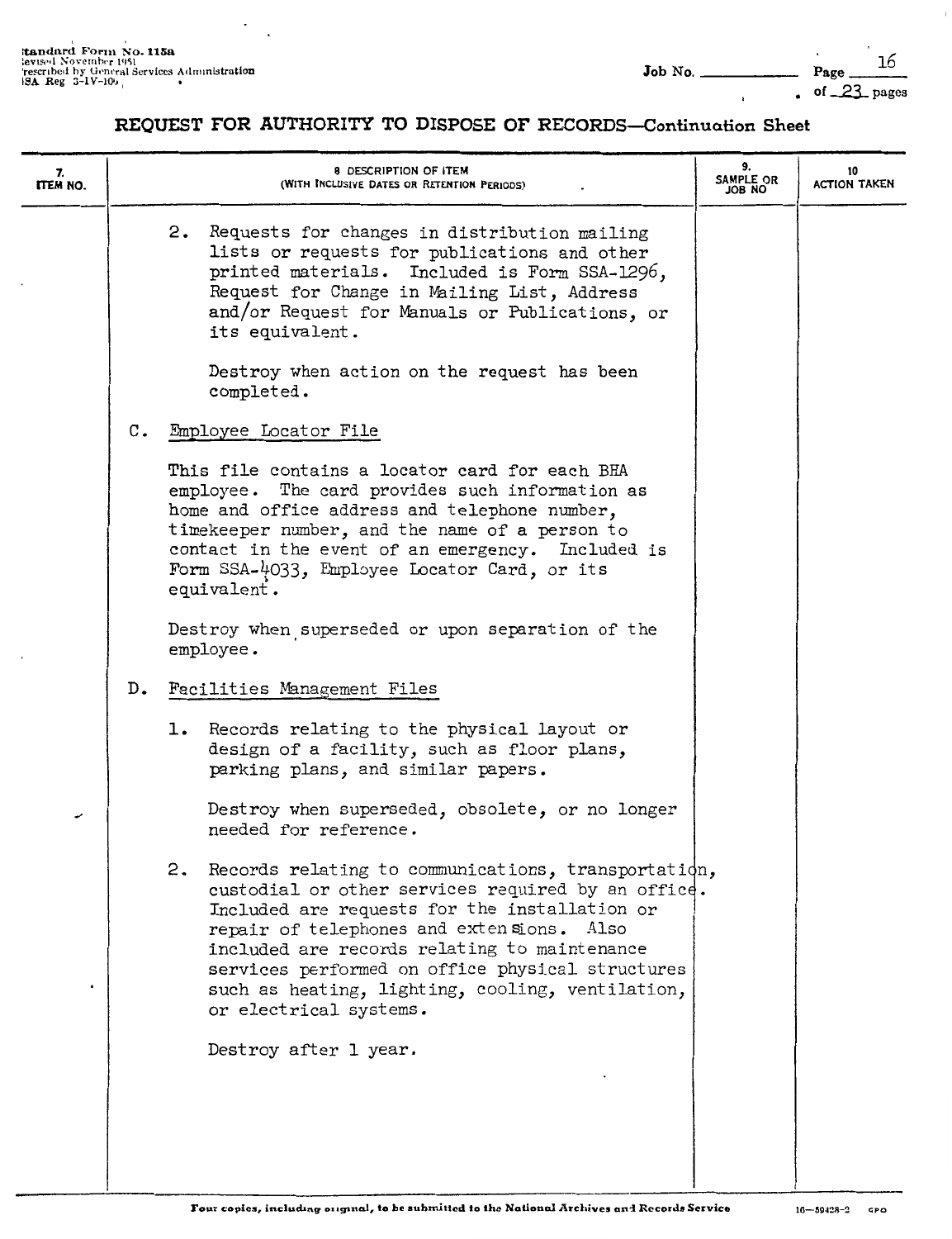# REQUEST FOR AUTHORITY TO DISPOSE OF RECORDS—Continuation Sheet

| 7. ITEM NO. | 8. DESCRIPTION OF ITEM (WITH INCLUSIVE DATES OR RETENTION PERIODS) | 9. SAMPLE OR JOB NO | 10 ACTION TAKEN |
|---|---|---|---|

2. Requests for changes in distribution mailing lists or requests for publications and other printed materials. Included is Form SSA-1296, Request for Change in Mailing List, Address and/or Request for Manuals or Publications, or its equivalent.

   Destroy when action on the request has been completed.

C. Employee Locator File

This file contains a locator card for each BHA employee. The card provides such information as home and office address and telephone number, timekeeper number, and the name of a person to contact in the event of an emergency. Included is Form SSA-4033, Employee Locator Card, or its equivalent.

Destroy when superseded or upon separation of the employee.

D. Facilities Management Files

1. Records relating to the physical layout or design of a facility, such as floor plans, parking plans, and similar papers.

   Destroy when superseded, obsolete, or no longer needed for reference.

2. Records relating to communications, transportation, custodial or other services required by an office. Included are requests for the installation or repair of telephones and extensions. Also included are records relating to maintenance services performed on office physical structures such as heating, lighting, cooling, ventilation, or electrical systems.

   Destroy after 1 year.

Four copies, including original, to be submitted to the National Archives and Records Service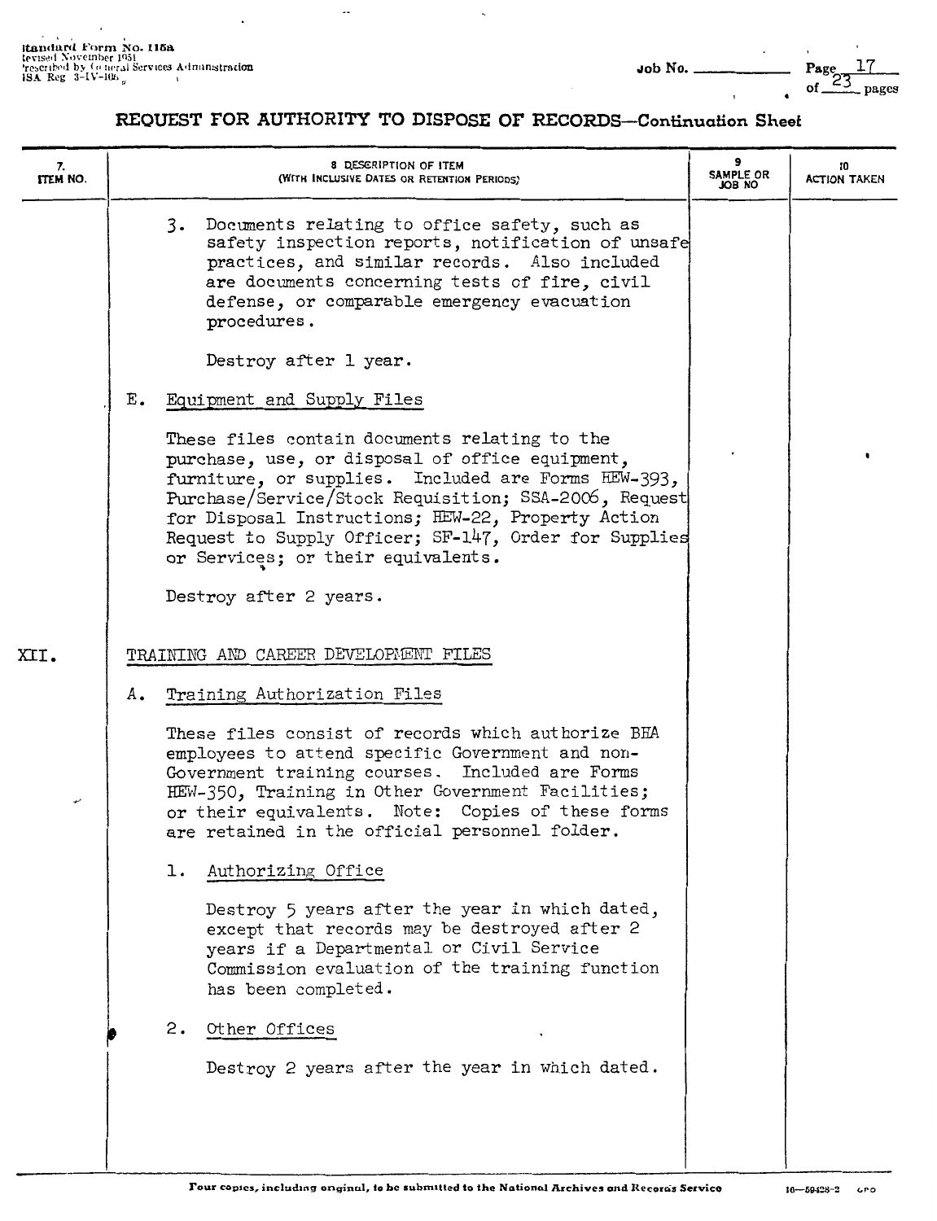## REQUEST FOR AUTHORITY TO DISPOSE OF RECORDS—Continuation Sheet

| 7. ITEM NO. | 8. DESCRIPTION OF ITEM (WITH INCLUSIVE DATES OR RETENTION PERIODS) | 9. SAMPLE OR JOB NO. | 10. ACTION TAKEN |
|---|---|---|---|

3. Documents relating to office safety, such as safety inspection reports, notification of unsafe practices, and similar records. Also included are documents concerning tests of fire, civil defense, or comparable emergency evacuation procedures.

   Destroy after 1 year.

E. Equipment and Supply Files

These files contain documents relating to the purchase, use, or disposal of office equipment, furniture, or supplies. Included are Forms HEW-393, Purchase/Service/Stock Requisition; SSA-2006, Request for Disposal Instructions; HEW-22, Property Action Request to Supply Officer; SF-147, Order for Supplies or Services; or their equivalents.

Destroy after 2 years.

XII. TRAINING AND CAREER DEVELOPMENT FILES

A. Training Authorization Files

These files consist of records which authorize BHA employees to attend specific Government and non-Government training courses. Included are Forms HEW-350, Training in Other Government Facilities; or their equivalents. Note: Copies of these forms are retained in the official personnel folder.

1. Authorizing Office

   Destroy 5 years after the year in which dated, except that records may be destroyed after 2 years if a Departmental or Civil Service Commission evaluation of the training function has been completed.

2. Other Offices

   Destroy 2 years after the year in which dated.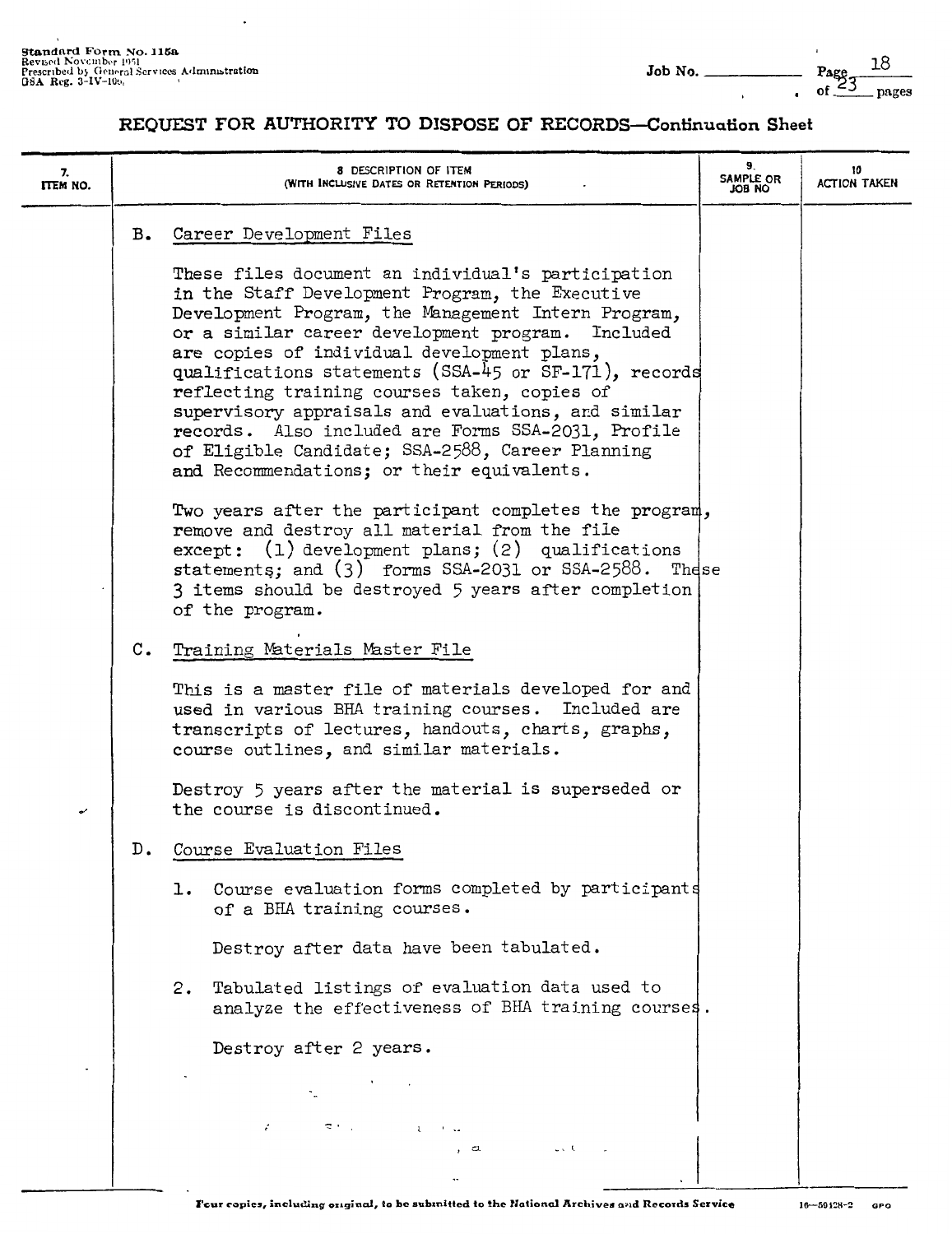# REQUEST FOR AUTHORITY TO DISPOSE OF RECORDS—Continuation Sheet

| 7. ITEM NO. | 8. DESCRIPTION OF ITEM (WITH INCLUSIVE DATES OR RETENTION PERIODS) | 9. SAMPLE OR JOB NO. | 10. ACTION TAKEN |
|---|---|---|---|

B. Career Development Files

These files document an individual's participation in the Staff Development Program, the Executive Development Program, the Management Intern Program, or a similar career development program. Included are copies of individual development plans, qualifications statements (SSA-45 or SF-171), records reflecting training courses taken, copies of supervisory appraisals and evaluations, and similar records. Also included are Forms SSA-2031, Profile of Eligible Candidate; SSA-2588, Career Planning and Recommendations; or their equivalents.

Two years after the participant completes the program, remove and destroy all material from the file except: (1) development plans; (2) qualifications statements; and (3) forms SSA-2031 or SSA-2588. These 3 items should be destroyed 5 years after completion of the program.

C. Training Materials Master File

This is a master file of materials developed for and used in various BHA training courses. Included are transcripts of lectures, handouts, charts, graphs, course outlines, and similar materials.

Destroy 5 years after the material is superseded or the course is discontinued.

D. Course Evaluation Files

1. Course evaluation forms completed by participants of a BHA training courses.

   Destroy after data have been tabulated.

2. Tabulated listings of evaluation data used to analyze the effectiveness of BHA training courses.

   Destroy after 2 years.

Four copies, including original, to be submitted to the National Archives and Records Service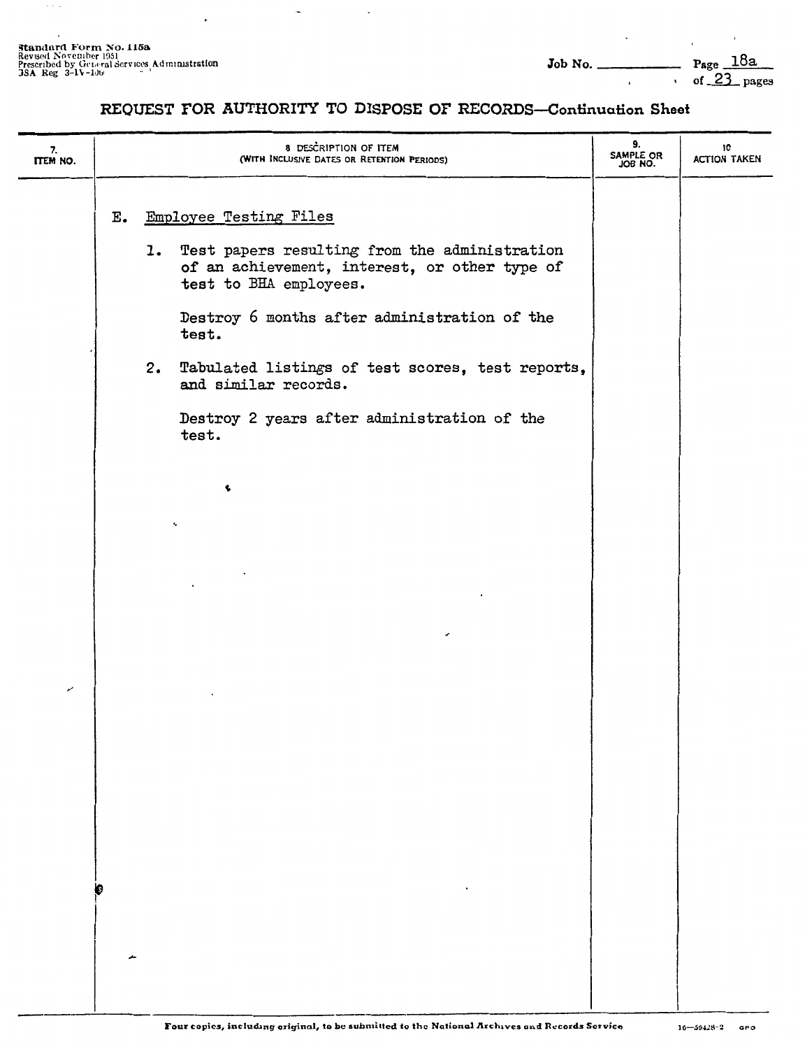Standard Form No. 115a
Revised November 1951
Prescribed by General Services Administration
GSA Reg 3-IV-106

Job No. ______ Page 18a of 23 pages

# REQUEST FOR AUTHORITY TO DISPOSE OF RECORDS—Continuation Sheet

| 7. ITEM NO. | 8. DESCRIPTION OF ITEM (WITH INCLUSIVE DATES OR RETENTION PERIODS) | 9. SAMPLE OR JOB NO. | 10 ACTION TAKEN |
|---|---|---|---|
| | E. Employee Testing Files | | |
| | 1. Test papers resulting from the administration of an achievement, interest, or other type of test to BHA employees.<br><br>Destroy 6 months after administration of the test. | | |
| | 2. Tabulated listings of test scores, test reports, and similar records.<br><br>Destroy 2 years after administration of the test. | | |

Four copies, including original, to be submitted to the National Archives and Records Service

16—59428-2 GPO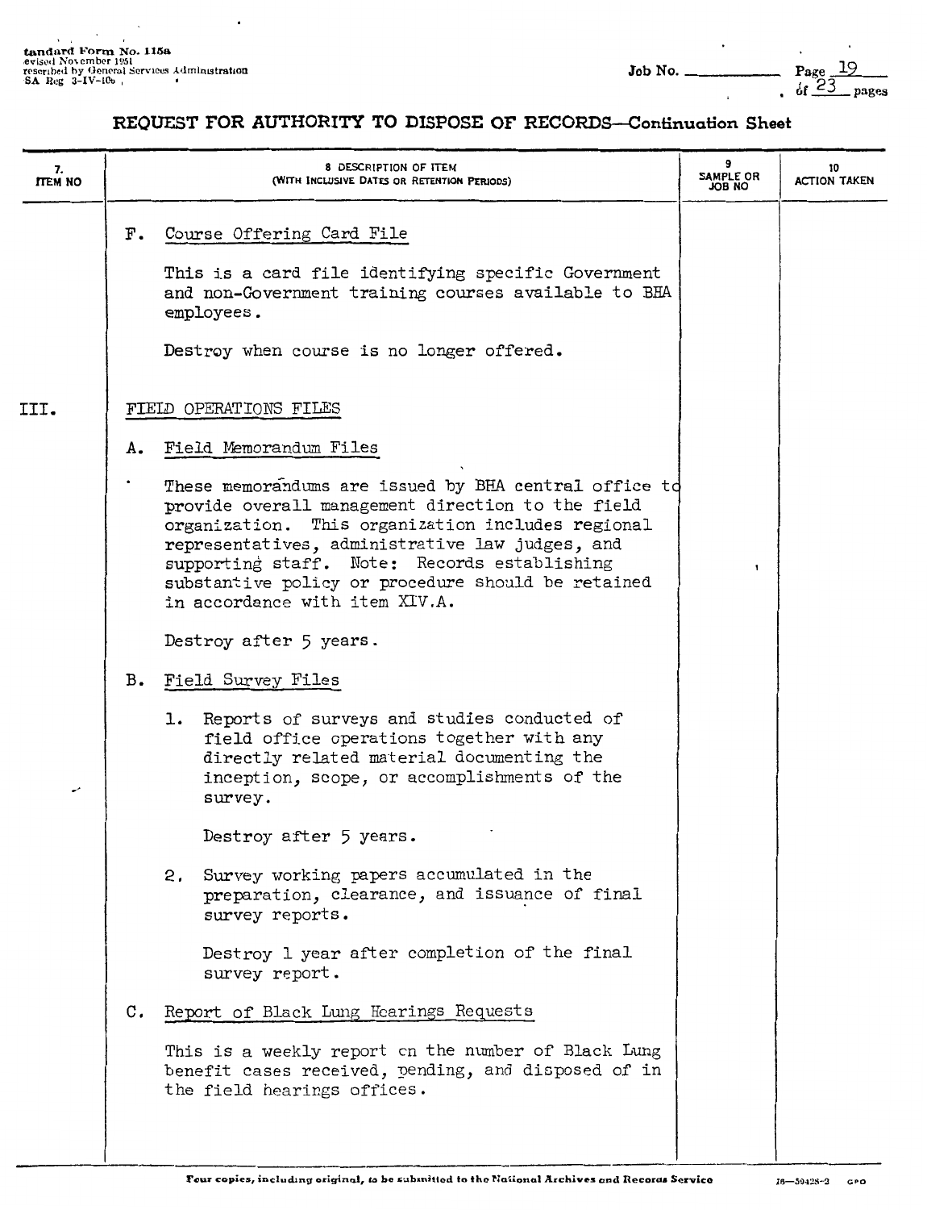## REQUEST FOR AUTHORITY TO DISPOSE OF RECORDS—Continuation Sheet

| 7. ITEM NO | 8 DESCRIPTION OF ITEM (WITH INCLUSIVE DATES OR RETENTION PERIODS) | 9 SAMPLE OR JOB NO | 10 ACTION TAKEN |
|---|---|---|---|
| | F. Course Offering Card File<br><br>This is a card file identifying specific Government and non-Government training courses available to BHA employees.<br><br>Destroy when course is no longer offered. | | |
| III. | FIELD OPERATIONS FILES | | |
| | A. Field Memorandum Files<br><br>These memorandums are issued by BHA central office to provide overall management direction to the field organization. This organization includes regional representatives, administrative law judges, and supporting staff. Note: Records establishing substantive policy or procedure should be retained in accordance with item XIV.A.<br><br>Destroy after 5 years. | | |
| | B. Field Survey Files<br><br>1. Reports of surveys and studies conducted of field office operations together with any directly related material documenting the inception, scope, or accomplishments of the survey.<br><br>Destroy after 5 years.<br><br>2. Survey working papers accumulated in the preparation, clearance, and issuance of final survey reports.<br><br>Destroy 1 year after completion of the final survey report. | | |
| | C. Report of Black Lung Hearings Requests<br><br>This is a weekly report on the number of Black Lung benefit cases received, pending, and disposed of in the field hearings offices. | | |

Four copies, including original, to be submitted to the National Archives and Records Service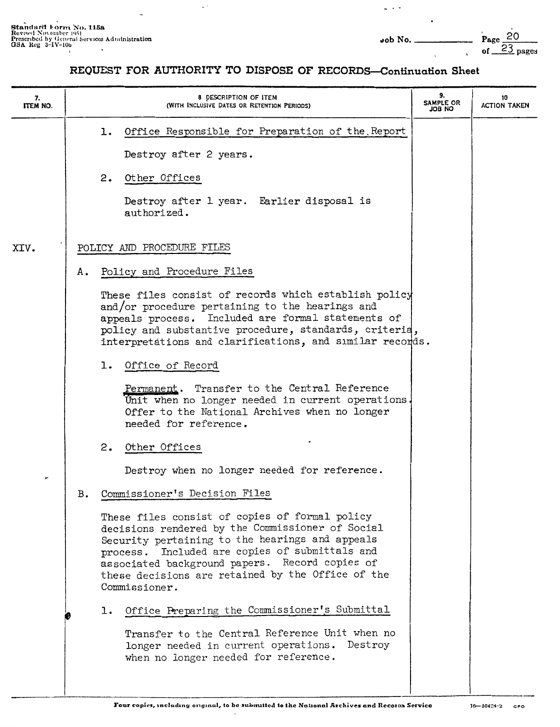## REQUEST FOR AUTHORITY TO DISPOSE OF RECORDS—Continuation Sheet

| 7. ITEM NO. | 8. DESCRIPTION OF ITEM (WITH INCLUSIVE DATES OR RETENTION PERIODS) | 9. SAMPLE OR JOB NO | 10 ACTION TAKEN |
|---|---|---|---|

1. Office Responsible for Preparation of the Report

   Destroy after 2 years.

2. Other Offices

   Destroy after 1 year. Earlier disposal is authorized.

XIV. POLICY AND PROCEDURE FILES

A. Policy and Procedure Files

These files consist of records which establish policy and/or procedure pertaining to the hearings and appeals process. Included are formal statements of policy and substantive procedure, standards, criteria, interpretations and clarifications, and similar records.

1. Office of Record

   Permanent. Transfer to the Central Reference Unit when no longer needed in current operations. Offer to the National Archives when no longer needed for reference.

2. Other Offices

   Destroy when no longer needed for reference.

B. Commissioner's Decision Files

These files consist of copies of formal policy decisions rendered by the Commissioner of Social Security pertaining to the hearings and appeals process. Included are copies of submittals and associated background papers. Record copies of these decisions are retained by the Office of the Commissioner.

1. Office Preparing the Commissioner's Submittal

   Transfer to the Central Reference Unit when no longer needed in current operations. Destroy when no longer needed for reference.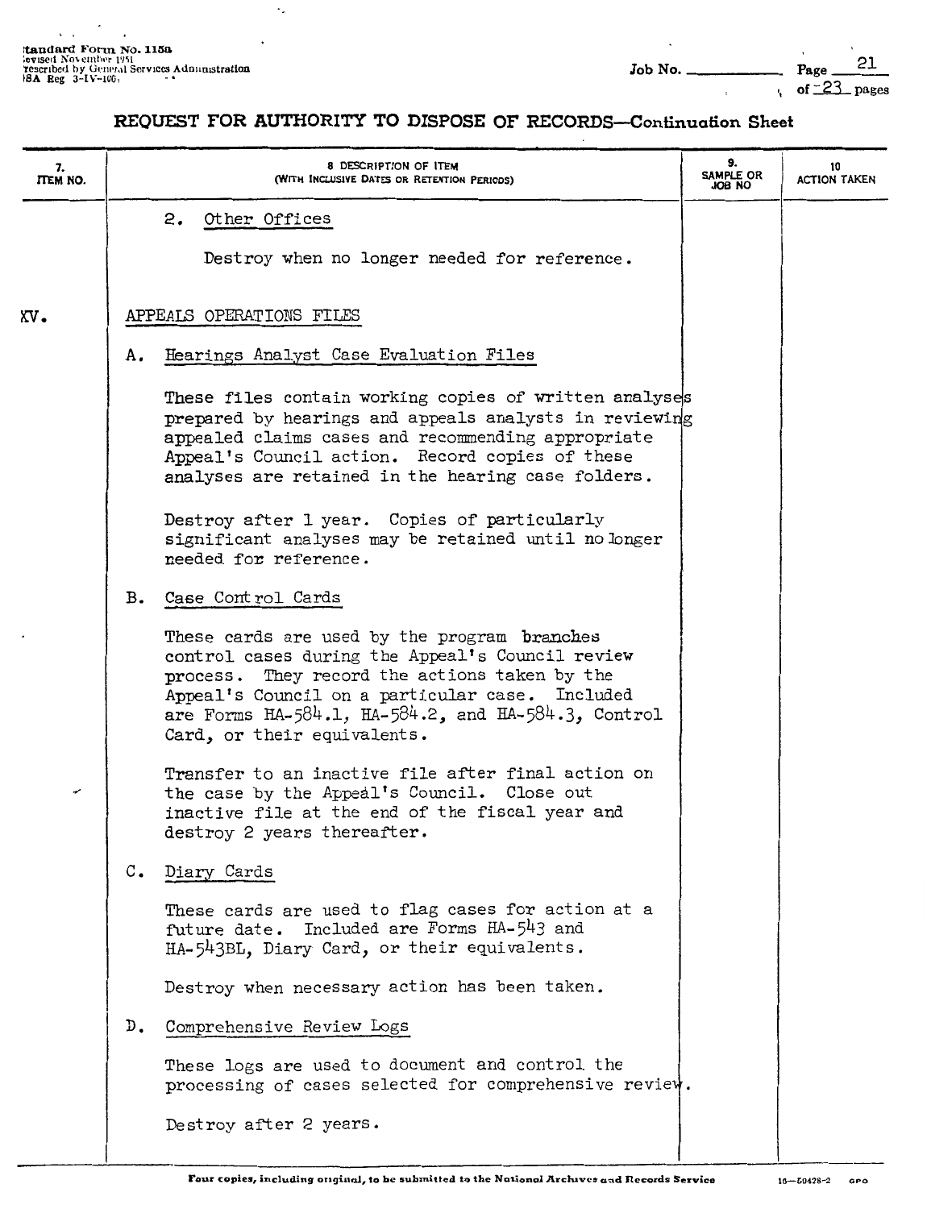# REQUEST FOR AUTHORITY TO DISPOSE OF RECORDS—Continuation Sheet

| 7. ITEM NO. | 8. DESCRIPTION OF ITEM (WITH INCLUSIVE DATES OR RETENTION PERIODS) | 9. SAMPLE OR JOB NO | 10 ACTION TAKEN |
|---|---|---|---|
| | 2. Other Offices<br><br>Destroy when no longer needed for reference. | | |
| XV. | APPEALS OPERATIONS FILES | | |
| | A. Hearings Analyst Case Evaluation Files<br><br>These files contain working copies of written analyses prepared by hearings and appeals analysts in reviewing appealed claims cases and recommending appropriate Appeal's Council action. Record copies of these analyses are retained in the hearing case folders.<br><br>Destroy after 1 year. Copies of particularly significant analyses may be retained until no longer needed for reference. | | |
| | B. Case Control Cards<br><br>These cards are used by the program branches control cases during the Appeal's Council review process. They record the actions taken by the Appeal's Council on a particular case. Included are Forms HA-584.1, HA-584.2, and HA-584.3, Control Card, or their equivalents.<br><br>Transfer to an inactive file after final action on the case by the Appeal's Council. Close out inactive file at the end of the fiscal year and destroy 2 years thereafter. | | |
| | C. Diary Cards<br><br>These cards are used to flag cases for action at a future date. Included are Forms HA-543 and HA-543BL, Diary Card, or their equivalents.<br><br>Destroy when necessary action has been taken. | | |
| | D. Comprehensive Review Logs<br><br>These logs are used to document and control the processing of cases selected for comprehensive review.<br><br>Destroy after 2 years. | | |

Four copies, including original, to be submitted to the National Archives and Records Service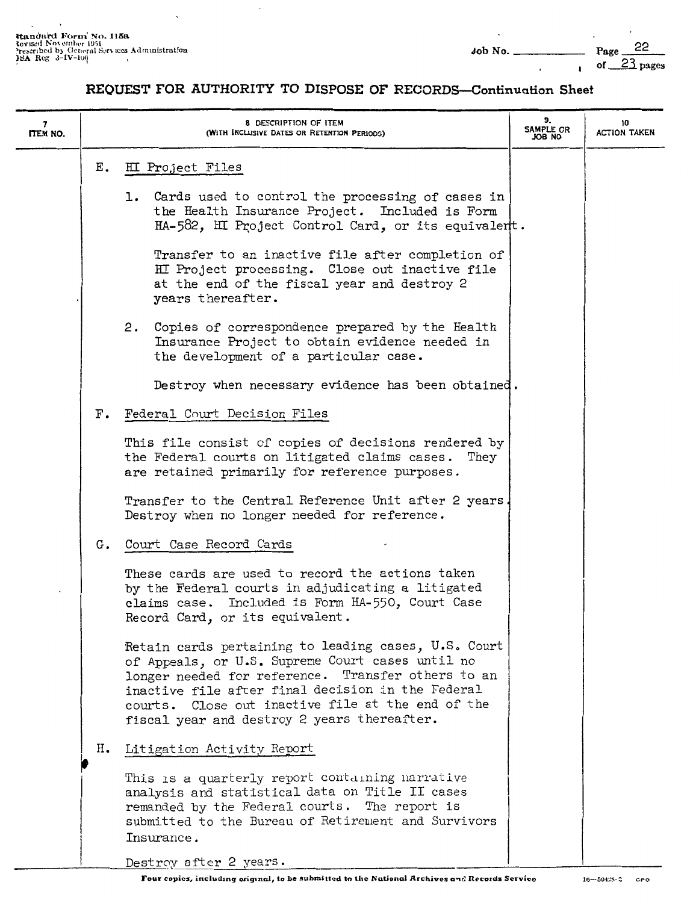## REQUEST FOR AUTHORITY TO DISPOSE OF RECORDS—Continuation Sheet

| 7 ITEM NO. | 8 DESCRIPTION OF ITEM (WITH INCLUSIVE DATES OR RETENTION PERIODS) | 9. SAMPLE OR JOB NO | 10 ACTION TAKEN |
|---|---|---|---|

E. HI Project Files

1. Cards used to control the processing of cases in the Health Insurance Project. Included is Form HA-582, HI Project Control Card, or its equivalent.

   Transfer to an inactive file after completion of HI Project processing. Close out inactive file at the end of the fiscal year and destroy 2 years thereafter.

2. Copies of correspondence prepared by the Health Insurance Project to obtain evidence needed in the development of a particular case.

   Destroy when necessary evidence has been obtained.

F. Federal Court Decision Files

This file consist of copies of decisions rendered by the Federal courts on litigated claims cases. They are retained primarily for reference purposes.

Transfer to the Central Reference Unit after 2 years. Destroy when no longer needed for reference.

G. Court Case Record Cards

These cards are used to record the actions taken by the Federal courts in adjudicating a litigated claims case. Included is Form HA-550, Court Case Record Card, or its equivalent.

Retain cards pertaining to leading cases, U.S. Court of Appeals, or U.S. Supreme Court cases until no longer needed for reference. Transfer others to an inactive file after final decision in the Federal courts. Close out inactive file at the end of the fiscal year and destroy 2 years thereafter.

H. Litigation Activity Report

This is a quarterly report containing narrative analysis and statistical data on Title II cases remanded by the Federal courts. The report is submitted to the Bureau of Retirement and Survivors Insurance.

Destroy after 2 years.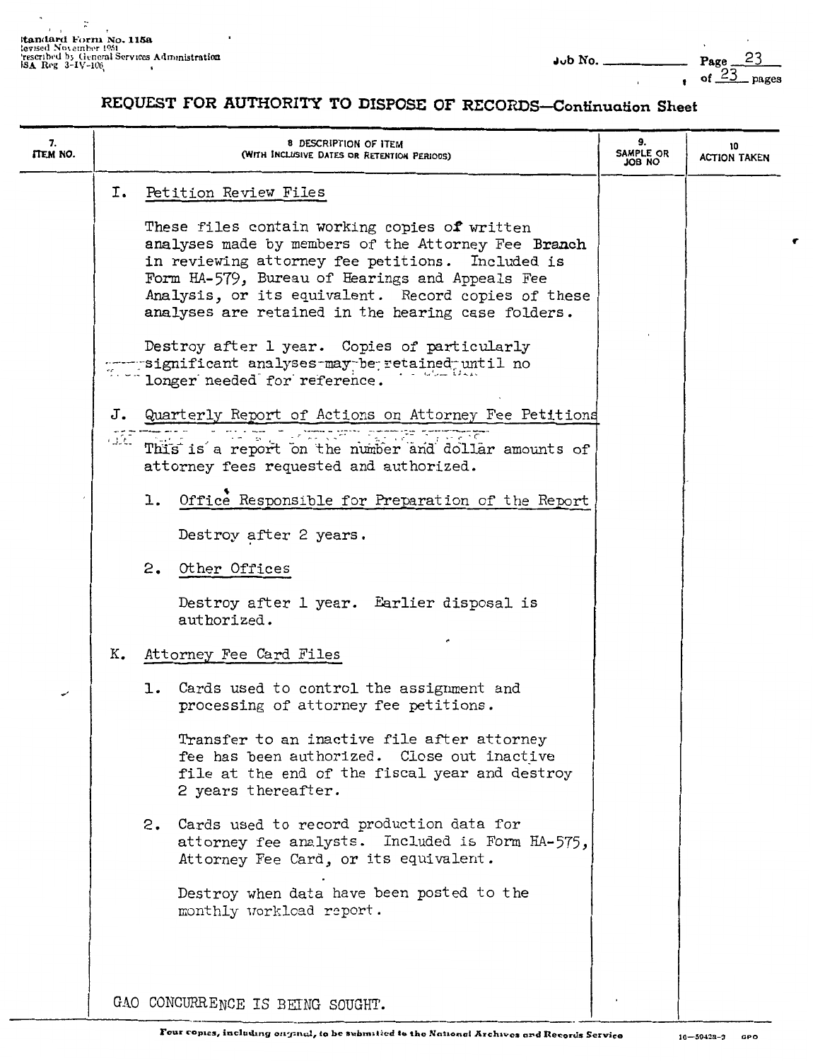Standard Form No. 115a
Revised November 1951
Prescribed by General Services Administration
GSA Reg 3-IV-106

Job No. ______ Page 23 of 23 pages

# REQUEST FOR AUTHORITY TO DISPOSE OF RECORDS—Continuation Sheet

| 7. ITEM NO. | 8 DESCRIPTION OF ITEM (WITH INCLUSIVE DATES OR RETENTION PERIODS) | 9. SAMPLE OR JOB NO | 10 ACTION TAKEN |
|---|---|---|---|
| | I. Petition Review Files<br><br>These files contain working copies of written analyses made by members of the Attorney Fee Branch in reviewing attorney fee petitions. Included is Form HA-579, Bureau of Hearings and Appeals Fee Analysis, or its equivalent. Record copies of these analyses are retained in the hearing case folders.<br><br>Destroy after 1 year. Copies of particularly significant analyses may be retained until no longer needed for reference. | | |
| | J. Quarterly Report of Actions on Attorney Fee Petitions<br><br>This is a report on the number and dollar amounts of attorney fees requested and authorized.<br><br>1. Office Responsible for Preparation of the Report<br><br>Destroy after 2 years.<br><br>2. Other Offices<br><br>Destroy after 1 year. Earlier disposal is authorized. | | |
| | K. Attorney Fee Card Files<br><br>1. Cards used to control the assignment and processing of attorney fee petitions.<br><br>Transfer to an inactive file after attorney fee has been authorized. Close out inactive file at the end of the fiscal year and destroy 2 years thereafter.<br><br>2. Cards used to record production data for attorney fee analysts. Included is Form HA-575, Attorney Fee Card, or its equivalent.<br><br>Destroy when data have been posted to the monthly workload report. | | |
| | GAO CONCURRENCE IS BEING SOUGHT. | | |

Four copies, including original, to be submitted to the National Archives and Records Service

16—50428-3 GPO